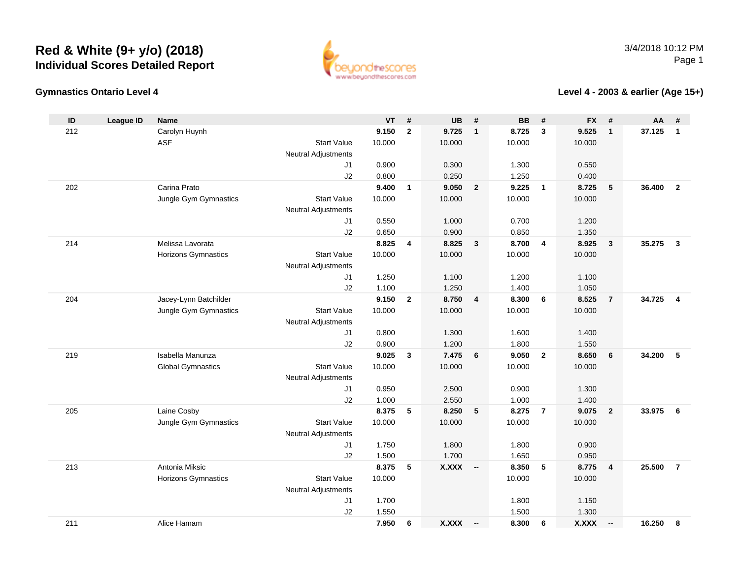# Red & White (9+ y/o) (2018)

## Individual Scores Detailed Report

3/4/2018 10:12 PM

### Gymnastics Ontario Level 4

### Level 4 - 2003 & earlier (Age 15+)

| ID | League ID | Name | | VT | # | UB | # | BB | # | FX | # | AA | # |
|---|---|---|---|---|---|---|---|---|---|---|---|---|---|
| 212 | | Carolyn Huynh | | **9.150** | **2** | **9.725** | **1** | **8.725** | **3** | **9.525** | **1** | **37.125** | **1** |
| | | ASF | Start Value | 10.000 | | 10.000 | | 10.000 | | 10.000 | | | |
| | | | Neutral Adjustments | | | | | | | | | | |
| | | | J1 | 0.900 | | 0.300 | | 1.300 | | 0.550 | | | |
| | | | J2 | 0.800 | | 0.250 | | 1.250 | | 0.400 | | | |
| 202 | | Carina Prato | | **9.400** | **1** | **9.050** | **2** | **9.225** | **1** | **8.725** | **5** | **36.400** | **2** |
| | | Jungle Gym Gymnastics | Start Value | 10.000 | | 10.000 | | 10.000 | | 10.000 | | | |
| | | | Neutral Adjustments | | | | | | | | | | |
| | | | J1 | 0.550 | | 1.000 | | 0.700 | | 1.200 | | | |
| | | | J2 | 0.650 | | 0.900 | | 0.850 | | 1.350 | | | |
| 214 | | Melissa Lavorata | | **8.825** | **4** | **8.825** | **3** | **8.700** | **4** | **8.925** | **3** | **35.275** | **3** |
| | | Horizons Gymnastics | Start Value | 10.000 | | 10.000 | | 10.000 | | 10.000 | | | |
| | | | Neutral Adjustments | | | | | | | | | | |
| | | | J1 | 1.250 | | 1.100 | | 1.200 | | 1.100 | | | |
| | | | J2 | 1.100 | | 1.250 | | 1.400 | | 1.050 | | | |
| 204 | | Jacey-Lynn Batchilder | | **9.150** | **2** | **8.750** | **4** | **8.300** | **6** | **8.525** | **7** | **34.725** | **4** |
| | | Jungle Gym Gymnastics | Start Value | 10.000 | | 10.000 | | 10.000 | | 10.000 | | | |
| | | | Neutral Adjustments | | | | | | | | | | |
| | | | J1 | 0.800 | | 1.300 | | 1.600 | | 1.400 | | | |
| | | | J2 | 0.900 | | 1.200 | | 1.800 | | 1.550 | | | |
| 219 | | Isabella Manunza | | **9.025** | **3** | **7.475** | **6** | **9.050** | **2** | **8.650** | **6** | **34.200** | **5** |
| | | Global Gymnastics | Start Value | 10.000 | | 10.000 | | 10.000 | | 10.000 | | | |
| | | | Neutral Adjustments | | | | | | | | | | |
| | | | J1 | 0.950 | | 2.500 | | 0.900 | | 1.300 | | | |
| | | | J2 | 1.000 | | 2.550 | | 1.000 | | 1.400 | | | |
| 205 | | Laine Cosby | | **8.375** | **5** | **8.250** | **5** | **8.275** | **7** | **9.075** | **2** | **33.975** | **6** |
| | | Jungle Gym Gymnastics | Start Value | 10.000 | | 10.000 | | 10.000 | | 10.000 | | | |
| | | | Neutral Adjustments | | | | | | | | | | |
| | | | J1 | 1.750 | | 1.800 | | 1.800 | | 0.900 | | | |
| | | | J2 | 1.500 | | 1.700 | | 1.650 | | 0.950 | | | |
| 213 | | Antonia Miksic | | **8.375** | **5** | **X.XXX** | **--** | **8.350** | **5** | **8.775** | **4** | **25.500** | **7** |
| | | Horizons Gymnastics | Start Value | 10.000 | | | | 10.000 | | 10.000 | | | |
| | | | Neutral Adjustments | | | | | | | | | | |
| | | | J1 | 1.700 | | | | 1.800 | | 1.150 | | | |
| | | | J2 | 1.550 | | | | 1.500 | | 1.300 | | | |
| 211 | | Alice Hamam | | **7.950** | **6** | **X.XXX** | **--** | **8.300** | **6** | **X.XXX** | **--** | **16.250** | **8** |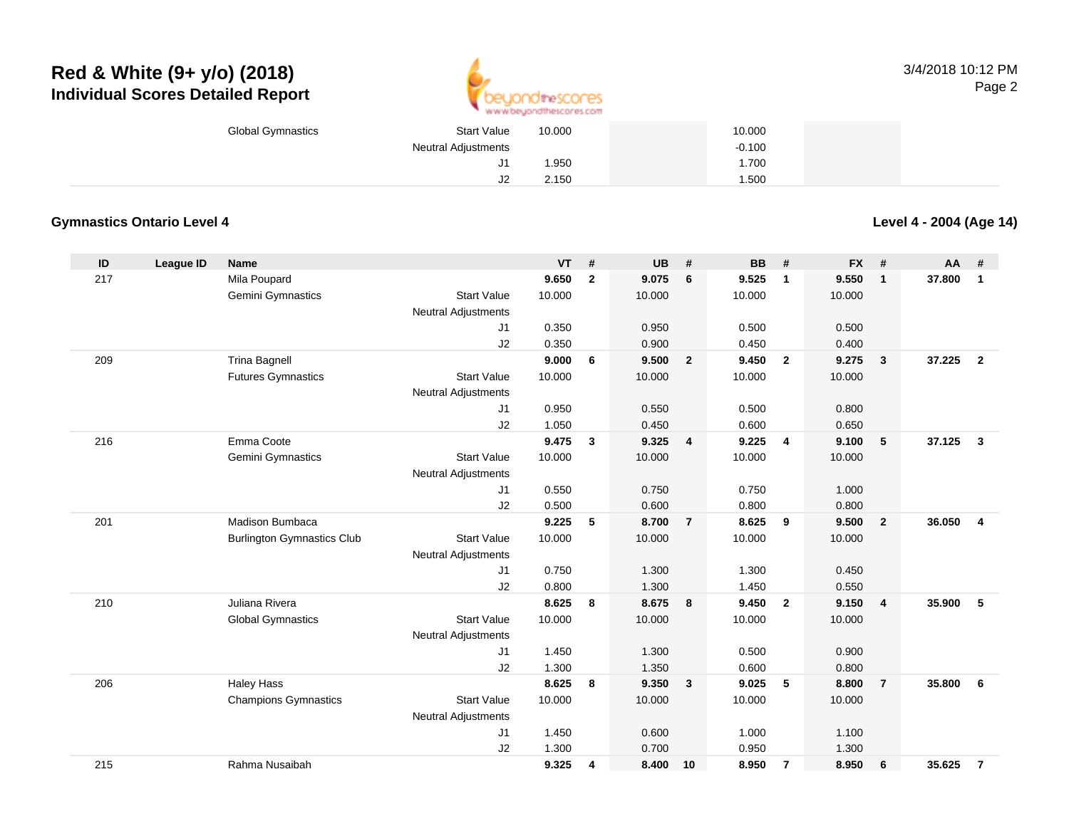# Red & White (9+ y/o) (2018)

## Individual Scores Detailed Report

| | | | | | | | | | | | | |
|---|---|---|---|---|---|---|---|---|---|---|---|---|
| | | Global Gymnastics | Start Value | 10.000 | | | | 10.000 | | | | |
| | | | Neutral Adjustments | | | | | -0.100 | | | | |
| | | | J1 | 1.950 | | | | 1.700 | | | | |
| | | | J2 | 2.150 | | | | 1.500 | | | | |

**Gymnastics Ontario Level 4**

**Level 4 - 2004 (Age 14)**

| ID | League ID | Name | | VT | # | UB | # | BB | # | FX | # | AA | # |
|---|---|---|---|---|---|---|---|---|---|---|---|---|---|
| 217 | | Mila Poupard | | **9.650** | **2** | **9.075** | **6** | **9.525** | **1** | **9.550** | **1** | **37.800** | **1** |
| | | Gemini Gymnastics | Start Value | 10.000 | | 10.000 | | 10.000 | | 10.000 | | | |
| | | | Neutral Adjustments | | | | | | | | | | |
| | | | J1 | 0.350 | | 0.950 | | 0.500 | | 0.500 | | | |
| | | | J2 | 0.350 | | 0.900 | | 0.450 | | 0.400 | | | |
| 209 | | Trina Bagnell | | **9.000** | **6** | **9.500** | **2** | **9.450** | **2** | **9.275** | **3** | **37.225** | **2** |
| | | Futures Gymnastics | Start Value | 10.000 | | 10.000 | | 10.000 | | 10.000 | | | |
| | | | Neutral Adjustments | | | | | | | | | | |
| | | | J1 | 0.950 | | 0.550 | | 0.500 | | 0.800 | | | |
| | | | J2 | 1.050 | | 0.450 | | 0.600 | | 0.650 | | | |
| 216 | | Emma Coote | | **9.475** | **3** | **9.325** | **4** | **9.225** | **4** | **9.100** | **5** | **37.125** | **3** |
| | | Gemini Gymnastics | Start Value | 10.000 | | 10.000 | | 10.000 | | 10.000 | | | |
| | | | Neutral Adjustments | | | | | | | | | | |
| | | | J1 | 0.550 | | 0.750 | | 0.750 | | 1.000 | | | |
| | | | J2 | 0.500 | | 0.600 | | 0.800 | | 0.800 | | | |
| 201 | | Madison Bumbaca | | **9.225** | **5** | **8.700** | **7** | **8.625** | **9** | **9.500** | **2** | **36.050** | **4** |
| | | Burlington Gymnastics Club | Start Value | 10.000 | | 10.000 | | 10.000 | | 10.000 | | | |
| | | | Neutral Adjustments | | | | | | | | | | |
| | | | J1 | 0.750 | | 1.300 | | 1.300 | | 0.450 | | | |
| | | | J2 | 0.800 | | 1.300 | | 1.450 | | 0.550 | | | |
| 210 | | Juliana Rivera | | **8.625** | **8** | **8.675** | **8** | **9.450** | **2** | **9.150** | **4** | **35.900** | **5** |
| | | Global Gymnastics | Start Value | 10.000 | | 10.000 | | 10.000 | | 10.000 | | | |
| | | | Neutral Adjustments | | | | | | | | | | |
| | | | J1 | 1.450 | | 1.300 | | 0.500 | | 0.900 | | | |
| | | | J2 | 1.300 | | 1.350 | | 0.600 | | 0.800 | | | |
| 206 | | Haley Hass | | **8.625** | **8** | **9.350** | **3** | **9.025** | **5** | **8.800** | **7** | **35.800** | **6** |
| | | Champions Gymnastics | Start Value | 10.000 | | 10.000 | | 10.000 | | 10.000 | | | |
| | | | Neutral Adjustments | | | | | | | | | | |
| | | | J1 | 1.450 | | 0.600 | | 1.000 | | 1.100 | | | |
| | | | J2 | 1.300 | | 0.700 | | 0.950 | | 1.300 | | | |
| 215 | | Rahma Nusaibah | | **9.325** | **4** | **8.400** | **10** | **8.950** | **7** | **8.950** | **6** | **35.625** | **7** |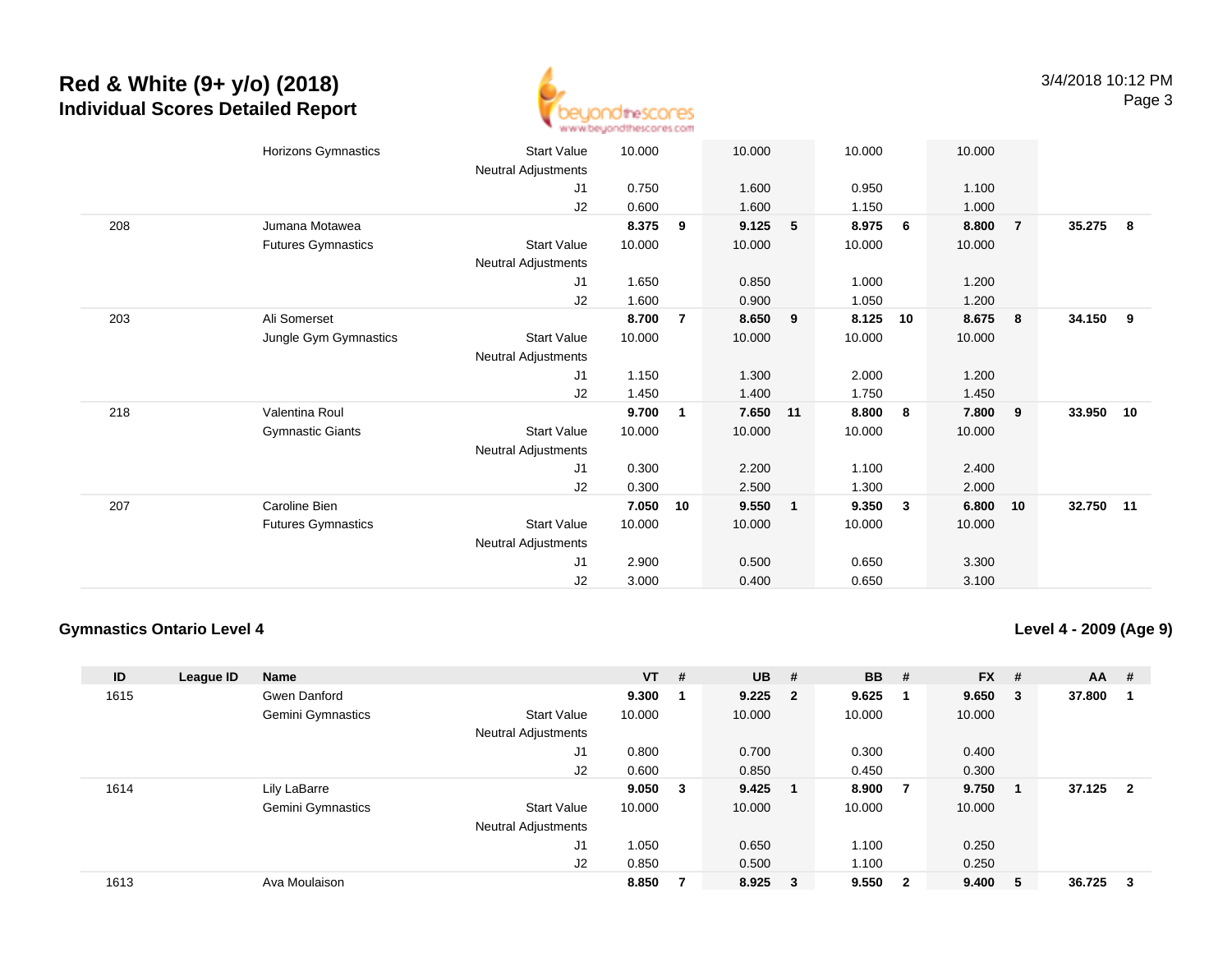# Red & White (9+ y/o) (2018)
## Individual Scores Detailed Report

| ID | League ID | Name | | VT | # | UB | # | BB | # | FX | # | AA | # |
|---|---|---|---|---|---|---|---|---|---|---|---|---|---|
| | | Horizons Gymnastics | Start Value | 10.000 | | 10.000 | | 10.000 | | 10.000 | | | |
| | | | Neutral Adjustments | | | | | | | | | | |
| | | | J1 | 0.750 | | 1.600 | | 0.950 | | 1.100 | | | |
| | | | J2 | 0.600 | | 1.600 | | 1.150 | | 1.000 | | | |
| 208 | | Jumana Motawea | | **8.375** | **9** | **9.125** | **5** | **8.975** | **6** | **8.800** | **7** | **35.275** | **8** |
| | | Futures Gymnastics | Start Value | 10.000 | | 10.000 | | 10.000 | | 10.000 | | | |
| | | | Neutral Adjustments | | | | | | | | | | |
| | | | J1 | 1.650 | | 0.850 | | 1.000 | | 1.200 | | | |
| | | | J2 | 1.600 | | 0.900 | | 1.050 | | 1.200 | | | |
| 203 | | Ali Somerset | | **8.700** | **7** | **8.650** | **9** | **8.125** | **10** | **8.675** | **8** | **34.150** | **9** |
| | | Jungle Gym Gymnastics | Start Value | 10.000 | | 10.000 | | 10.000 | | 10.000 | | | |
| | | | Neutral Adjustments | | | | | | | | | | |
| | | | J1 | 1.150 | | 1.300 | | 2.000 | | 1.200 | | | |
| | | | J2 | 1.450 | | 1.400 | | 1.750 | | 1.450 | | | |
| 218 | | Valentina Roul | | **9.700** | **1** | **7.650** | **11** | **8.800** | **8** | **7.800** | **9** | **33.950** | **10** |
| | | Gymnastic Giants | Start Value | 10.000 | | 10.000 | | 10.000 | | 10.000 | | | |
| | | | Neutral Adjustments | | | | | | | | | | |
| | | | J1 | 0.300 | | 2.200 | | 1.100 | | 2.400 | | | |
| | | | J2 | 0.300 | | 2.500 | | 1.300 | | 2.000 | | | |
| 207 | | Caroline Bien | | **7.050** | **10** | **9.550** | **1** | **9.350** | **3** | **6.800** | **10** | **32.750** | **11** |
| | | Futures Gymnastics | Start Value | 10.000 | | 10.000 | | 10.000 | | 10.000 | | | |
| | | | Neutral Adjustments | | | | | | | | | | |
| | | | J1 | 2.900 | | 0.500 | | 0.650 | | 3.300 | | | |
| | | | J2 | 3.000 | | 0.400 | | 0.650 | | 3.100 | | | |

### Gymnastics Ontario Level 4

**Level 4 - 2009 (Age 9)**

| ID | League ID | Name | | VT | # | UB | # | BB | # | FX | # | AA | # |
|---|---|---|---|---|---|---|---|---|---|---|---|---|---|
| 1615 | | Gwen Danford | | **9.300** | **1** | **9.225** | **2** | **9.625** | **1** | **9.650** | **3** | **37.800** | **1** |
| | | Gemini Gymnastics | Start Value | 10.000 | | 10.000 | | 10.000 | | 10.000 | | | |
| | | | Neutral Adjustments | | | | | | | | | | |
| | | | J1 | 0.800 | | 0.700 | | 0.300 | | 0.400 | | | |
| | | | J2 | 0.600 | | 0.850 | | 0.450 | | 0.300 | | | |
| 1614 | | Lily LaBarre | | **9.050** | **3** | **9.425** | **1** | **8.900** | **7** | **9.750** | **1** | **37.125** | **2** |
| | | Gemini Gymnastics | Start Value | 10.000 | | 10.000 | | 10.000 | | 10.000 | | | |
| | | | Neutral Adjustments | | | | | | | | | | |
| | | | J1 | 1.050 | | 0.650 | | 1.100 | | 0.250 | | | |
| | | | J2 | 0.850 | | 0.500 | | 1.100 | | 0.250 | | | |
| 1613 | | Ava Moulaison | | **8.850** | **7** | **8.925** | **3** | **9.550** | **2** | **9.400** | **5** | **36.725** | **3** |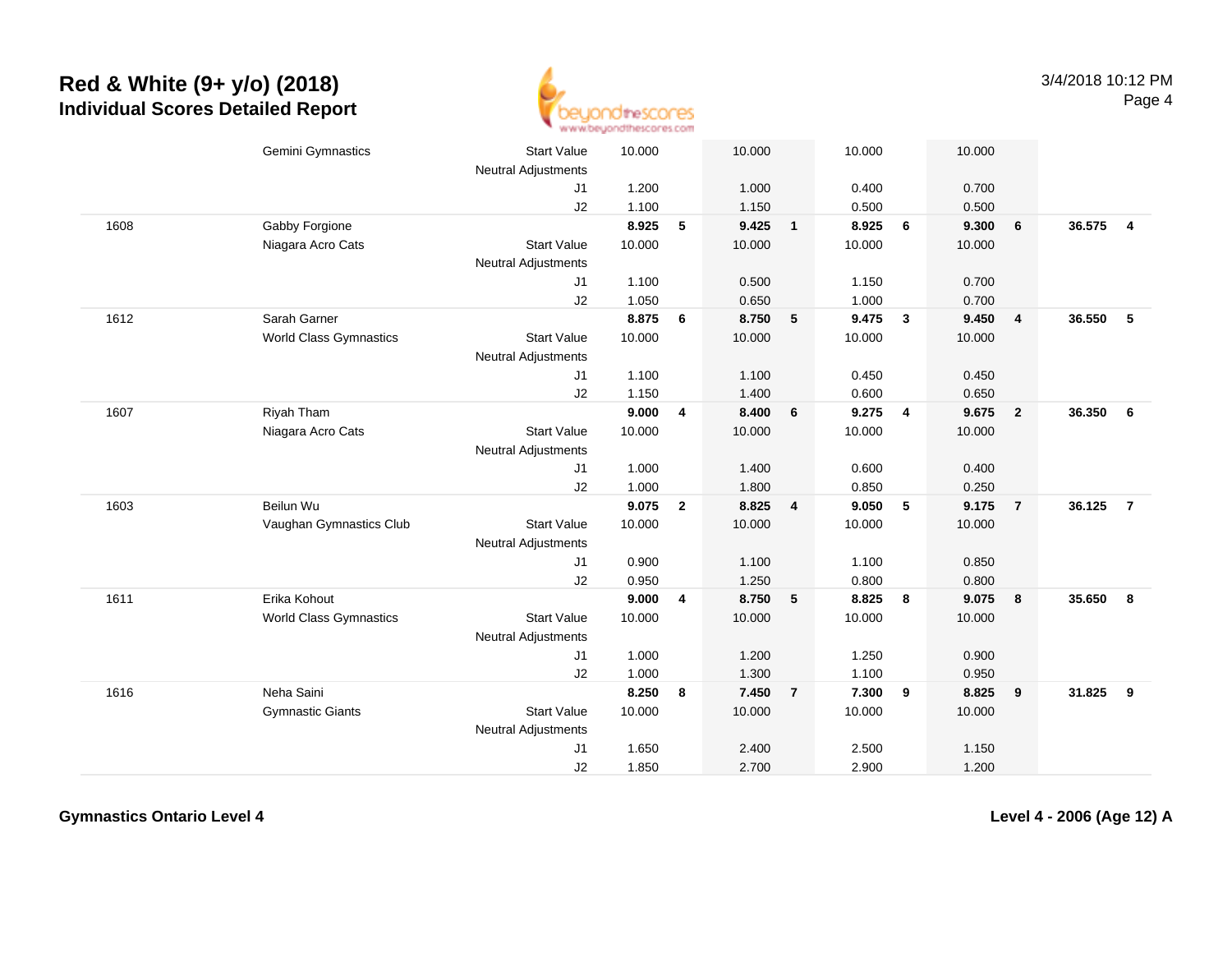# Red & White (9+ y/o) (2018)
## Individual Scores Detailed Report

| | | | | | | | | | | | | |
|---|---|---|---|---|---|---|---|---|---|---|---|---|
| | Gemini Gymnastics | Start Value | 10.000 | | 10.000 | | 10.000 | | 10.000 | | | |
| | | Neutral Adjustments | | | | | | | | | | |
| | | J1 | 1.200 | | 1.000 | | 0.400 | | 0.700 | | | |
| | | J2 | 1.100 | | 1.150 | | 0.500 | | 0.500 | | | |
| 1608 | Gabby Forgione | | **8.925** | **5** | **9.425** | **1** | **8.925** | **6** | **9.300** | **6** | **36.575** | **4** |
| | Niagara Acro Cats | Start Value | 10.000 | | 10.000 | | 10.000 | | 10.000 | | | |
| | | Neutral Adjustments | | | | | | | | | | |
| | | J1 | 1.100 | | 0.500 | | 1.150 | | 0.700 | | | |
| | | J2 | 1.050 | | 0.650 | | 1.000 | | 0.700 | | | |
| 1612 | Sarah Garner | | **8.875** | **6** | **8.750** | **5** | **9.475** | **3** | **9.450** | **4** | **36.550** | **5** |
| | World Class Gymnastics | Start Value | 10.000 | | 10.000 | | 10.000 | | 10.000 | | | |
| | | Neutral Adjustments | | | | | | | | | | |
| | | J1 | 1.100 | | 1.100 | | 0.450 | | 0.450 | | | |
| | | J2 | 1.150 | | 1.400 | | 0.600 | | 0.650 | | | |
| 1607 | Riyah Tham | | **9.000** | **4** | **8.400** | **6** | **9.275** | **4** | **9.675** | **2** | **36.350** | **6** |
| | Niagara Acro Cats | Start Value | 10.000 | | 10.000 | | 10.000 | | 10.000 | | | |
| | | Neutral Adjustments | | | | | | | | | | |
| | | J1 | 1.000 | | 1.400 | | 0.600 | | 0.400 | | | |
| | | J2 | 1.000 | | 1.800 | | 0.850 | | 0.250 | | | |
| 1603 | Beilun Wu | | **9.075** | **2** | **8.825** | **4** | **9.050** | **5** | **9.175** | **7** | **36.125** | **7** |
| | Vaughan Gymnastics Club | Start Value | 10.000 | | 10.000 | | 10.000 | | 10.000 | | | |
| | | Neutral Adjustments | | | | | | | | | | |
| | | J1 | 0.900 | | 1.100 | | 1.100 | | 0.850 | | | |
| | | J2 | 0.950 | | 1.250 | | 0.800 | | 0.800 | | | |
| 1611 | Erika Kohout | | **9.000** | **4** | **8.750** | **5** | **8.825** | **8** | **9.075** | **8** | **35.650** | **8** |
| | World Class Gymnastics | Start Value | 10.000 | | 10.000 | | 10.000 | | 10.000 | | | |
| | | Neutral Adjustments | | | | | | | | | | |
| | | J1 | 1.000 | | 1.200 | | 1.250 | | 0.900 | | | |
| | | J2 | 1.000 | | 1.300 | | 1.100 | | 0.950 | | | |
| 1616 | Neha Saini | | **8.250** | **8** | **7.450** | **7** | **7.300** | **9** | **8.825** | **9** | **31.825** | **9** |
| | Gymnastic Giants | Start Value | 10.000 | | 10.000 | | 10.000 | | 10.000 | | | |
| | | Neutral Adjustments | | | | | | | | | | |
| | | J1 | 1.650 | | 2.400 | | 2.500 | | 1.150 | | | |
| | | J2 | 1.850 | | 2.700 | | 2.900 | | 1.200 | | | |

**Gymnastics Ontario Level 4** | **Level 4 - 2006 (Age 12) A**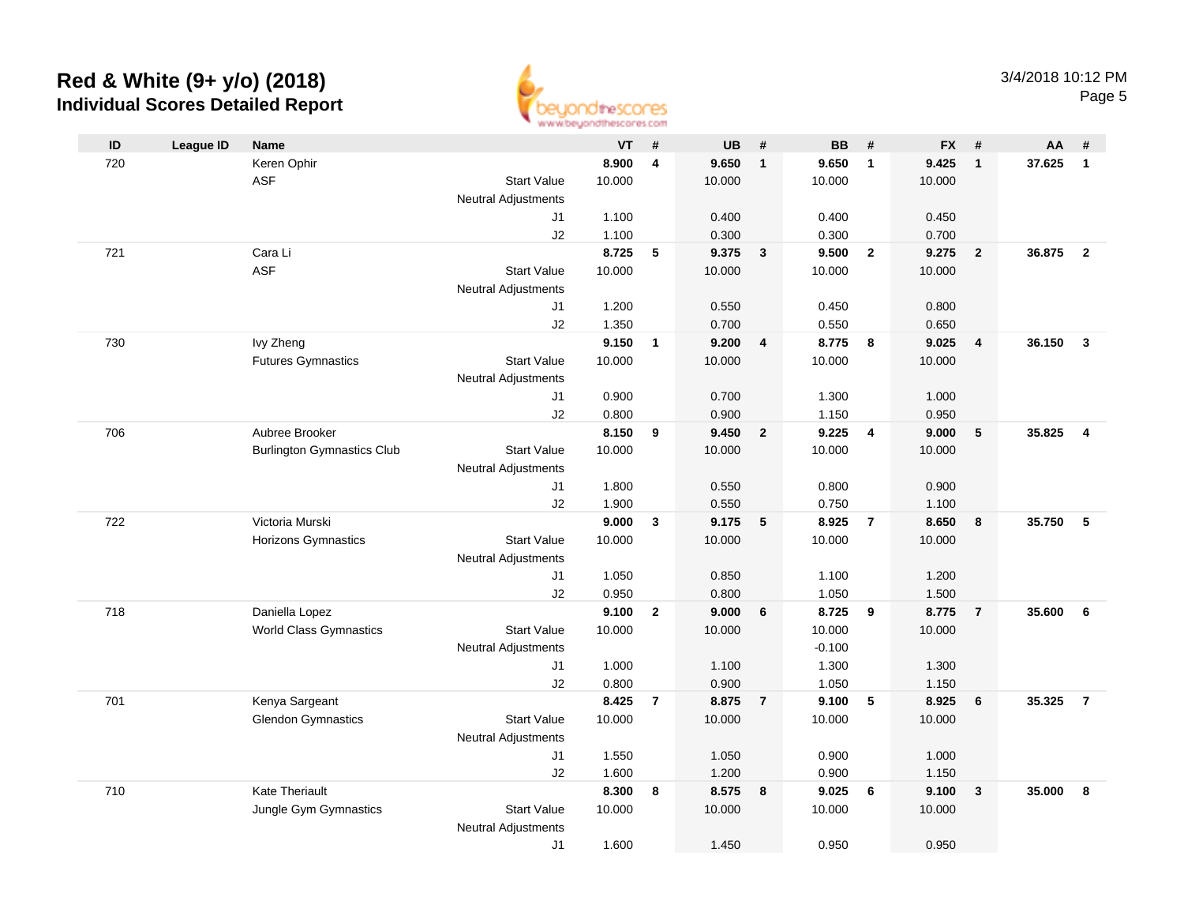# Red & White (9+ y/o) (2018)

## Individual Scores Detailed Report

3/4/2018 10:12 PM

| ID | League ID | Name | | VT | # | UB | # | BB | # | FX | # | AA | # |
|---|---|---|---|---|---|---|---|---|---|---|---|---|---|
| 720 | | Keren Ophir | | **8.900** | **4** | **9.650** | **1** | **9.650** | **1** | **9.425** | **1** | **37.625** | **1** |
| | | ASF | Start Value | 10.000 | | 10.000 | | 10.000 | | 10.000 | | | |
| | | | Neutral Adjustments | | | | | | | | | | |
| | | | J1 | 1.100 | | 0.400 | | 0.400 | | 0.450 | | | |
| | | | J2 | 1.100 | | 0.300 | | 0.300 | | 0.700 | | | |
| 721 | | Cara Li | | **8.725** | **5** | **9.375** | **3** | **9.500** | **2** | **9.275** | **2** | **36.875** | **2** |
| | | ASF | Start Value | 10.000 | | 10.000 | | 10.000 | | 10.000 | | | |
| | | | Neutral Adjustments | | | | | | | | | | |
| | | | J1 | 1.200 | | 0.550 | | 0.450 | | 0.800 | | | |
| | | | J2 | 1.350 | | 0.700 | | 0.550 | | 0.650 | | | |
| 730 | | Ivy Zheng | | **9.150** | **1** | **9.200** | **4** | **8.775** | **8** | **9.025** | **4** | **36.150** | **3** |
| | | Futures Gymnastics | Start Value | 10.000 | | 10.000 | | 10.000 | | 10.000 | | | |
| | | | Neutral Adjustments | | | | | | | | | | |
| | | | J1 | 0.900 | | 0.700 | | 1.300 | | 1.000 | | | |
| | | | J2 | 0.800 | | 0.900 | | 1.150 | | 0.950 | | | |
| 706 | | Aubree Brooker | | **8.150** | **9** | **9.450** | **2** | **9.225** | **4** | **9.000** | **5** | **35.825** | **4** |
| | | Burlington Gymnastics Club | Start Value | 10.000 | | 10.000 | | 10.000 | | 10.000 | | | |
| | | | Neutral Adjustments | | | | | | | | | | |
| | | | J1 | 1.800 | | 0.550 | | 0.800 | | 0.900 | | | |
| | | | J2 | 1.900 | | 0.550 | | 0.750 | | 1.100 | | | |
| 722 | | Victoria Murski | | **9.000** | **3** | **9.175** | **5** | **8.925** | **7** | **8.650** | **8** | **35.750** | **5** |
| | | Horizons Gymnastics | Start Value | 10.000 | | 10.000 | | 10.000 | | 10.000 | | | |
| | | | Neutral Adjustments | | | | | | | | | | |
| | | | J1 | 1.050 | | 0.850 | | 1.100 | | 1.200 | | | |
| | | | J2 | 0.950 | | 0.800 | | 1.050 | | 1.500 | | | |
| 718 | | Daniella Lopez | | **9.100** | **2** | **9.000** | **6** | **8.725** | **9** | **8.775** | **7** | **35.600** | **6** |
| | | World Class Gymnastics | Start Value | 10.000 | | 10.000 | | 10.000 | | 10.000 | | | |
| | | | Neutral Adjustments | | | | | -0.100 | | | | | |
| | | | J1 | 1.000 | | 1.100 | | 1.300 | | 1.300 | | | |
| | | | J2 | 0.800 | | 0.900 | | 1.050 | | 1.150 | | | |
| 701 | | Kenya Sargeant | | **8.425** | **7** | **8.875** | **7** | **9.100** | **5** | **8.925** | **6** | **35.325** | **7** |
| | | Glendon Gymnastics | Start Value | 10.000 | | 10.000 | | 10.000 | | 10.000 | | | |
| | | | Neutral Adjustments | | | | | | | | | | |
| | | | J1 | 1.550 | | 1.050 | | 0.900 | | 1.000 | | | |
| | | | J2 | 1.600 | | 1.200 | | 0.900 | | 1.150 | | | |
| 710 | | Kate Theriault | | **8.300** | **8** | **8.575** | **8** | **9.025** | **6** | **9.100** | **3** | **35.000** | **8** |
| | | Jungle Gym Gymnastics | Start Value | 10.000 | | 10.000 | | 10.000 | | 10.000 | | | |
| | | | Neutral Adjustments | | | | | | | | | | |
| | | | J1 | 1.600 | | 1.450 | | 0.950 | | 0.950 | | | |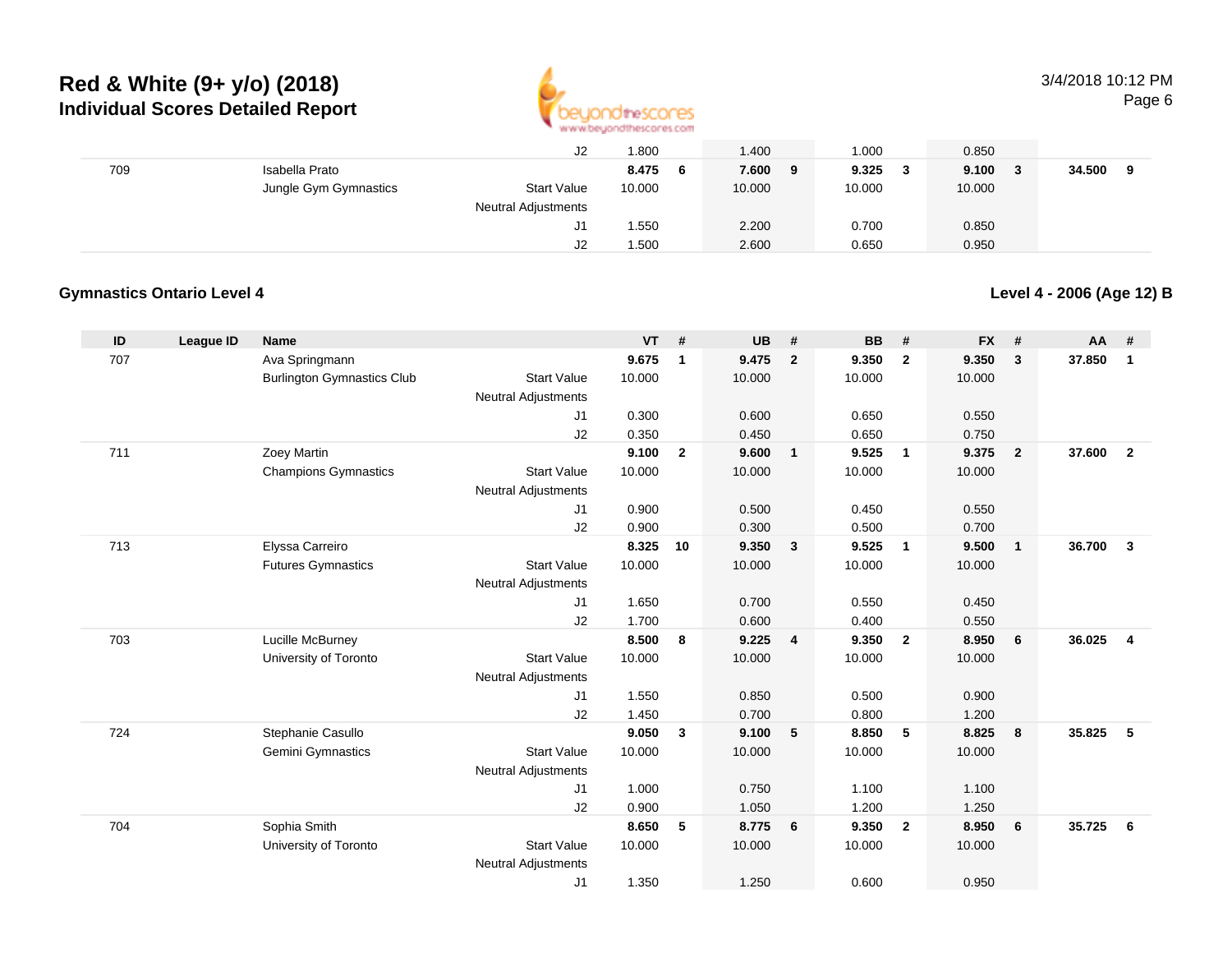# Red & White (9+ y/o) (2018)

## Individual Scores Detailed Report

| ID | League ID | Name | | VT | # | UB | # | BB | # | FX | # | AA | # |
|---|---|---|---|---|---|---|---|---|---|---|---|---|---|
| | | | J2 | 1.800 | | 1.400 | | 1.000 | | 0.850 | | | |
| 709 | | Isabella Prato | | **8.475** | **6** | **7.600** | **9** | **9.325** | **3** | **9.100** | **3** | **34.500** | **9** |
| | | Jungle Gym Gymnastics | Start Value | 10.000 | | 10.000 | | 10.000 | | 10.000 | | | |
| | | | Neutral Adjustments | | | | | | | | | | |
| | | | J1 | 1.550 | | 2.200 | | 0.700 | | 0.850 | | | |
| | | | J2 | 1.500 | | 2.600 | | 0.650 | | 0.950 | | | |

### Gymnastics Ontario Level 4

### Level 4 - 2006 (Age 12) B

| ID | League ID | Name | | VT | # | UB | # | BB | # | FX | # | AA | # |
|---|---|---|---|---|---|---|---|---|---|---|---|---|---|
| 707 | | Ava Springmann | | **9.675** | **1** | **9.475** | **2** | **9.350** | **2** | **9.350** | **3** | **37.850** | **1** |
| | | Burlington Gymnastics Club | Start Value | 10.000 | | 10.000 | | 10.000 | | 10.000 | | | |
| | | | Neutral Adjustments | | | | | | | | | | |
| | | | J1 | 0.300 | | 0.600 | | 0.650 | | 0.550 | | | |
| | | | J2 | 0.350 | | 0.450 | | 0.650 | | 0.750 | | | |
| 711 | | Zoey Martin | | **9.100** | **2** | **9.600** | **1** | **9.525** | **1** | **9.375** | **2** | **37.600** | **2** |
| | | Champions Gymnastics | Start Value | 10.000 | | 10.000 | | 10.000 | | 10.000 | | | |
| | | | Neutral Adjustments | | | | | | | | | | |
| | | | J1 | 0.900 | | 0.500 | | 0.450 | | 0.550 | | | |
| | | | J2 | 0.900 | | 0.300 | | 0.500 | | 0.700 | | | |
| 713 | | Elyssa Carreiro | | **8.325** | **10** | **9.350** | **3** | **9.525** | **1** | **9.500** | **1** | **36.700** | **3** |
| | | Futures Gymnastics | Start Value | 10.000 | | 10.000 | | 10.000 | | 10.000 | | | |
| | | | Neutral Adjustments | | | | | | | | | | |
| | | | J1 | 1.650 | | 0.700 | | 0.550 | | 0.450 | | | |
| | | | J2 | 1.700 | | 0.600 | | 0.400 | | 0.550 | | | |
| 703 | | Lucille McBurney | | **8.500** | **8** | **9.225** | **4** | **9.350** | **2** | **8.950** | **6** | **36.025** | **4** |
| | | University of Toronto | Start Value | 10.000 | | 10.000 | | 10.000 | | 10.000 | | | |
| | | | Neutral Adjustments | | | | | | | | | | |
| | | | J1 | 1.550 | | 0.850 | | 0.500 | | 0.900 | | | |
| | | | J2 | 1.450 | | 0.700 | | 0.800 | | 1.200 | | | |
| 724 | | Stephanie Casullo | | **9.050** | **3** | **9.100** | **5** | **8.850** | **5** | **8.825** | **8** | **35.825** | **5** |
| | | Gemini Gymnastics | Start Value | 10.000 | | 10.000 | | 10.000 | | 10.000 | | | |
| | | | Neutral Adjustments | | | | | | | | | | |
| | | | J1 | 1.000 | | 0.750 | | 1.100 | | 1.100 | | | |
| | | | J2 | 0.900 | | 1.050 | | 1.200 | | 1.250 | | | |
| 704 | | Sophia Smith | | **8.650** | **5** | **8.775** | **6** | **9.350** | **2** | **8.950** | **6** | **35.725** | **6** |
| | | University of Toronto | Start Value | 10.000 | | 10.000 | | 10.000 | | 10.000 | | | |
| | | | Neutral Adjustments | | | | | | | | | | |
| | | | J1 | 1.350 | | 1.250 | | 0.600 | | 0.950 | | | |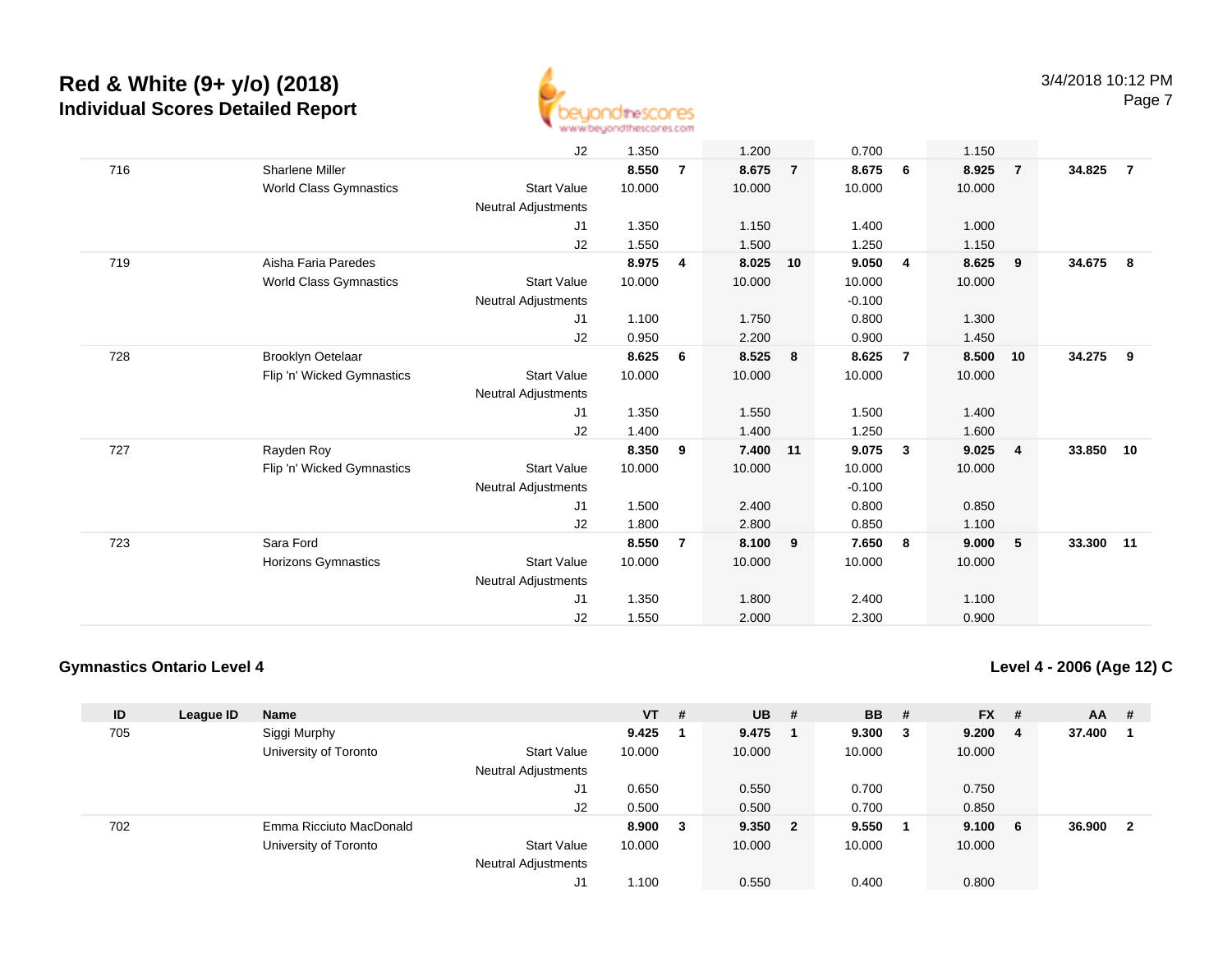# Red & White (9+ y/o) (2018)
## Individual Scores Detailed Report

| ID | League ID | Name | | VT | # | UB | # | BB | # | FX | # | AA | # |
|---|---|---|---|---|---|---|---|---|---|---|---|---|---|
| | | | J2 | 1.350 | | 1.200 | | 0.700 | | 1.150 | | | |
| 716 | | Sharlene Miller | | **8.550** | **7** | **8.675** | **7** | **8.675** | **6** | **8.925** | **7** | **34.825** | **7** |
| | | World Class Gymnastics | Start Value | 10.000 | | 10.000 | | 10.000 | | 10.000 | | | |
| | | | Neutral Adjustments | | | | | | | | | | |
| | | | J1 | 1.350 | | 1.150 | | 1.400 | | 1.000 | | | |
| | | | J2 | 1.550 | | 1.500 | | 1.250 | | 1.150 | | | |
| 719 | | Aisha Faria Paredes | | **8.975** | **4** | **8.025** | **10** | **9.050** | **4** | **8.625** | **9** | **34.675** | **8** |
| | | World Class Gymnastics | Start Value | 10.000 | | 10.000 | | 10.000 | | 10.000 | | | |
| | | | Neutral Adjustments | | | | | -0.100 | | | | | |
| | | | J1 | 1.100 | | 1.750 | | 0.800 | | 1.300 | | | |
| | | | J2 | 0.950 | | 2.200 | | 0.900 | | 1.450 | | | |
| 728 | | Brooklyn Oetelaar | | **8.625** | **6** | **8.525** | **8** | **8.625** | **7** | **8.500** | **10** | **34.275** | **9** |
| | | Flip 'n' Wicked Gymnastics | Start Value | 10.000 | | 10.000 | | 10.000 | | 10.000 | | | |
| | | | Neutral Adjustments | | | | | | | | | | |
| | | | J1 | 1.350 | | 1.550 | | 1.500 | | 1.400 | | | |
| | | | J2 | 1.400 | | 1.400 | | 1.250 | | 1.600 | | | |
| 727 | | Rayden Roy | | **8.350** | **9** | **7.400** | **11** | **9.075** | **3** | **9.025** | **4** | **33.850** | **10** |
| | | Flip 'n' Wicked Gymnastics | Start Value | 10.000 | | 10.000 | | 10.000 | | 10.000 | | | |
| | | | Neutral Adjustments | | | | | -0.100 | | | | | |
| | | | J1 | 1.500 | | 2.400 | | 0.800 | | 0.850 | | | |
| | | | J2 | 1.800 | | 2.800 | | 0.850 | | 1.100 | | | |
| 723 | | Sara Ford | | **8.550** | **7** | **8.100** | **9** | **7.650** | **8** | **9.000** | **5** | **33.300** | **11** |
| | | Horizons Gymnastics | Start Value | 10.000 | | 10.000 | | 10.000 | | 10.000 | | | |
| | | | Neutral Adjustments | | | | | | | | | | |
| | | | J1 | 1.350 | | 1.800 | | 2.400 | | 1.100 | | | |
| | | | J2 | 1.550 | | 2.000 | | 2.300 | | 0.900 | | | |

### Gymnastics Ontario Level 4

### Level 4 - 2006 (Age 12) C

| ID | League ID | Name | | VT | # | UB | # | BB | # | FX | # | AA | # |
|---|---|---|---|---|---|---|---|---|---|---|---|---|---|
| 705 | | Siggi Murphy | | **9.425** | **1** | **9.475** | **1** | **9.300** | **3** | **9.200** | **4** | **37.400** | **1** |
| | | University of Toronto | Start Value | 10.000 | | 10.000 | | 10.000 | | 10.000 | | | |
| | | | Neutral Adjustments | | | | | | | | | | |
| | | | J1 | 0.650 | | 0.550 | | 0.700 | | 0.750 | | | |
| | | | J2 | 0.500 | | 0.500 | | 0.700 | | 0.850 | | | |
| 702 | | Emma Ricciuto MacDonald | | **8.900** | **3** | **9.350** | **2** | **9.550** | **1** | **9.100** | **6** | **36.900** | **2** |
| | | University of Toronto | Start Value | 10.000 | | 10.000 | | 10.000 | | 10.000 | | | |
| | | | Neutral Adjustments | | | | | | | | | | |
| | | | J1 | 1.100 | | 0.550 | | 0.400 | | 0.800 | | | |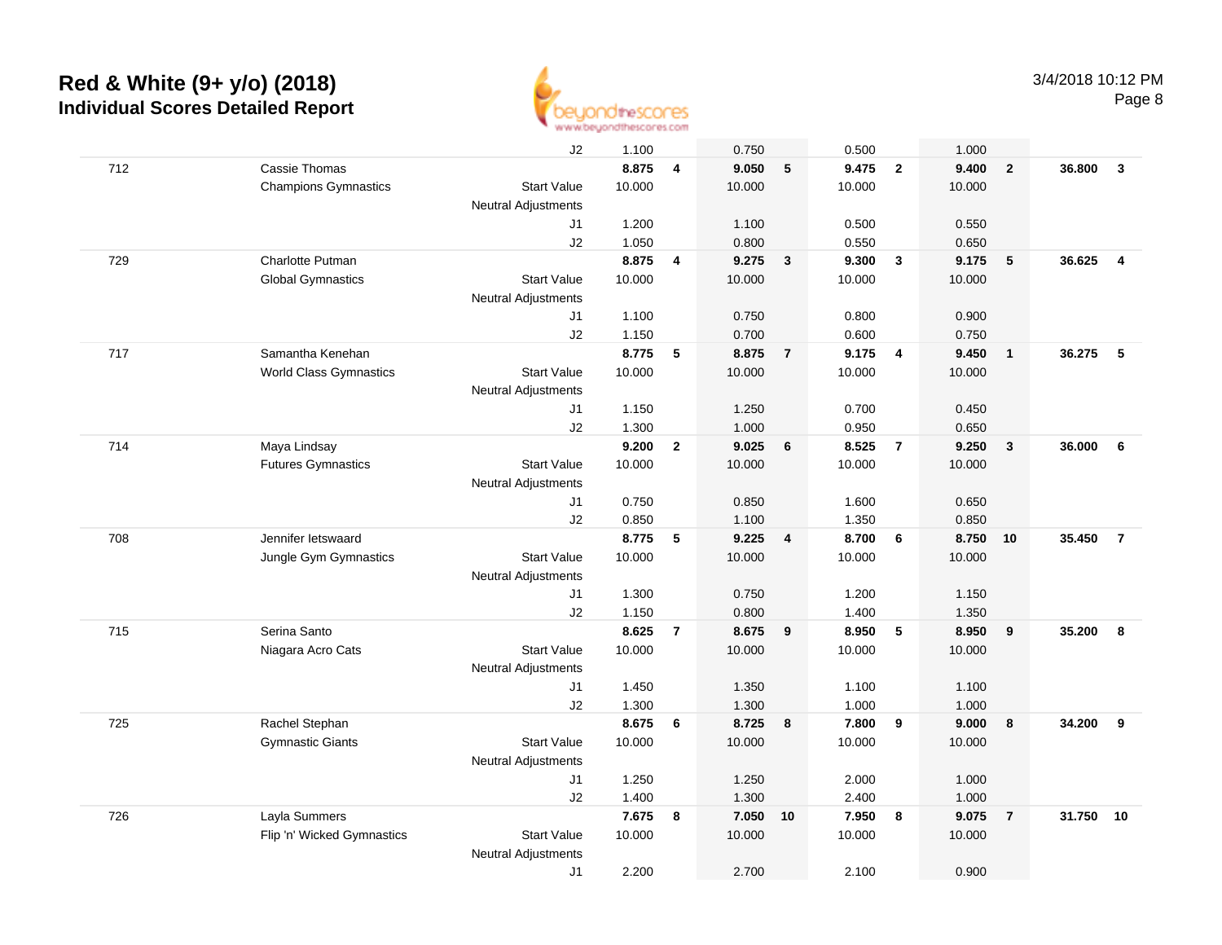# Red & White (9+ y/o) (2018)

## Individual Scores Detailed Report

3/4/2018 10:12 PM

| | | | | | | | | | | | | |
|---|---|---|---|---|---|---|---|---|---|---|---|---|
| | | J2 | 1.100 | | 0.750 | | 0.500 | | 1.000 | | | |
| 712 | Cassie Thomas | | **8.875** | **4** | **9.050** | **5** | **9.475** | **2** | **9.400** | **2** | **36.800** | **3** |
| | Champions Gymnastics | Start Value | 10.000 | | 10.000 | | 10.000 | | 10.000 | | | |
| | | Neutral Adjustments | | | | | | | | | | |
| | | J1 | 1.200 | | 1.100 | | 0.500 | | 0.550 | | | |
| | | J2 | 1.050 | | 0.800 | | 0.550 | | 0.650 | | | |
| 729 | Charlotte Putman | | **8.875** | **4** | **9.275** | **3** | **9.300** | **3** | **9.175** | **5** | **36.625** | **4** |
| | Global Gymnastics | Start Value | 10.000 | | 10.000 | | 10.000 | | 10.000 | | | |
| | | Neutral Adjustments | | | | | | | | | | |
| | | J1 | 1.100 | | 0.750 | | 0.800 | | 0.900 | | | |
| | | J2 | 1.150 | | 0.700 | | 0.600 | | 0.750 | | | |
| 717 | Samantha Kenehan | | **8.775** | **5** | **8.875** | **7** | **9.175** | **4** | **9.450** | **1** | **36.275** | **5** |
| | World Class Gymnastics | Start Value | 10.000 | | 10.000 | | 10.000 | | 10.000 | | | |
| | | Neutral Adjustments | | | | | | | | | | |
| | | J1 | 1.150 | | 1.250 | | 0.700 | | 0.450 | | | |
| | | J2 | 1.300 | | 1.000 | | 0.950 | | 0.650 | | | |
| 714 | Maya Lindsay | | **9.200** | **2** | **9.025** | **6** | **8.525** | **7** | **9.250** | **3** | **36.000** | **6** |
| | Futures Gymnastics | Start Value | 10.000 | | 10.000 | | 10.000 | | 10.000 | | | |
| | | Neutral Adjustments | | | | | | | | | | |
| | | J1 | 0.750 | | 0.850 | | 1.600 | | 0.650 | | | |
| | | J2 | 0.850 | | 1.100 | | 1.350 | | 0.850 | | | |
| 708 | Jennifer Ietswaard | | **8.775** | **5** | **9.225** | **4** | **8.700** | **6** | **8.750** | **10** | **35.450** | **7** |
| | Jungle Gym Gymnastics | Start Value | 10.000 | | 10.000 | | 10.000 | | 10.000 | | | |
| | | Neutral Adjustments | | | | | | | | | | |
| | | J1 | 1.300 | | 0.750 | | 1.200 | | 1.150 | | | |
| | | J2 | 1.150 | | 0.800 | | 1.400 | | 1.350 | | | |
| 715 | Serina Santo | | **8.625** | **7** | **8.675** | **9** | **8.950** | **5** | **8.950** | **9** | **35.200** | **8** |
| | Niagara Acro Cats | Start Value | 10.000 | | 10.000 | | 10.000 | | 10.000 | | | |
| | | Neutral Adjustments | | | | | | | | | | |
| | | J1 | 1.450 | | 1.350 | | 1.100 | | 1.100 | | | |
| | | J2 | 1.300 | | 1.300 | | 1.000 | | 1.000 | | | |
| 725 | Rachel Stephan | | **8.675** | **6** | **8.725** | **8** | **7.800** | **9** | **9.000** | **8** | **34.200** | **9** |
| | Gymnastic Giants | Start Value | 10.000 | | 10.000 | | 10.000 | | 10.000 | | | |
| | | Neutral Adjustments | | | | | | | | | | |
| | | J1 | 1.250 | | 1.250 | | 2.000 | | 1.000 | | | |
| | | J2 | 1.400 | | 1.300 | | 2.400 | | 1.000 | | | |
| 726 | Layla Summers | | **7.675** | **8** | **7.050** | **10** | **7.950** | **8** | **9.075** | **7** | **31.750** | **10** |
| | Flip 'n' Wicked Gymnastics | Start Value | 10.000 | | 10.000 | | 10.000 | | 10.000 | | | |
| | | Neutral Adjustments | | | | | | | | | | |
| | | J1 | 2.200 | | 2.700 | | 2.100 | | 0.900 | | | |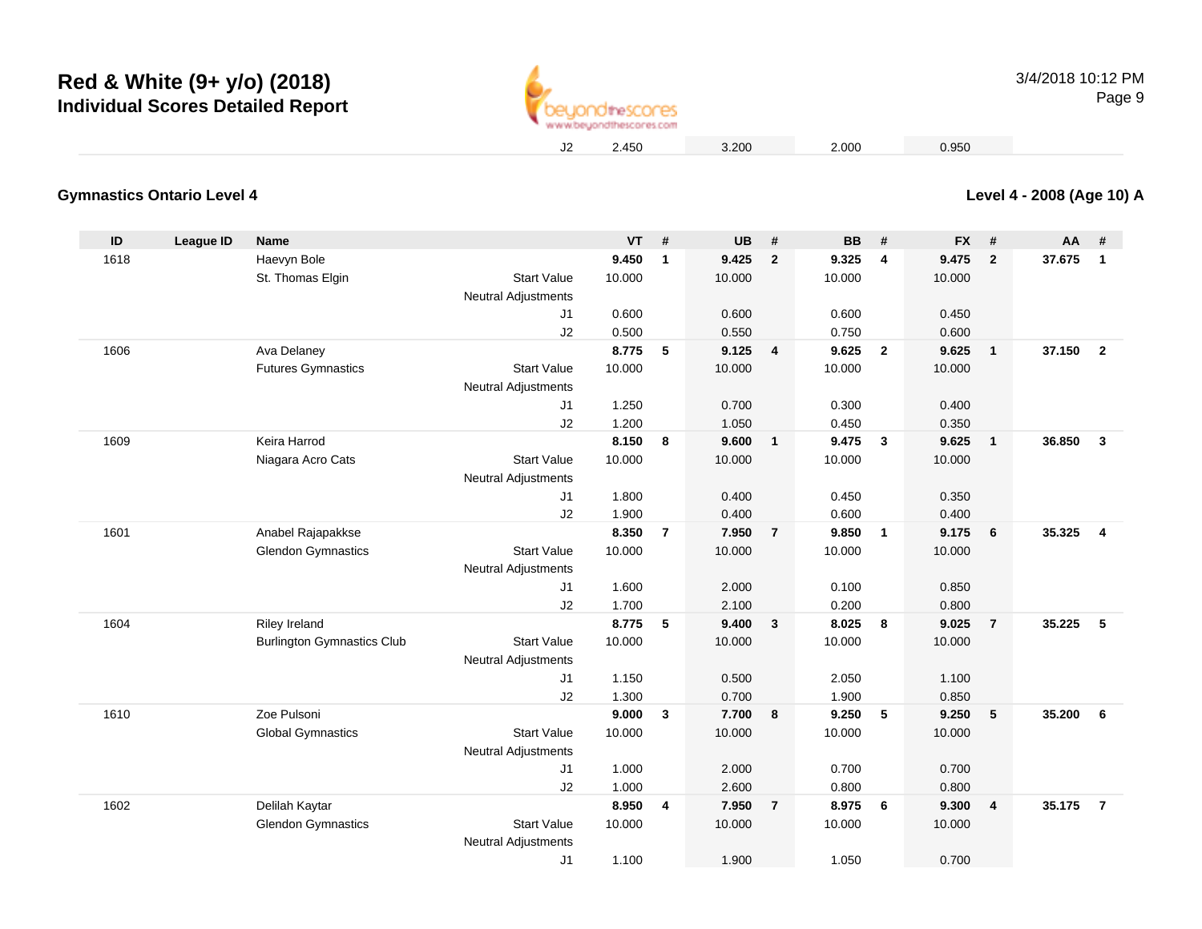# Red & White (9+ y/o) (2018)
## Individual Scores Detailed Report

| | | | | | | |
|---|---|---|---|---|---|---|
| | J2 | 2.450 | 3.200 | 2.000 | 0.950 | |

### Gymnastics Ontario Level 4

### Level 4 - 2008 (Age 10) A

| ID | League ID | Name | | VT | # | UB | # | BB | # | FX | # | AA | # |
|---|---|---|---|---|---|---|---|---|---|---|---|---|---|
| 1618 | | Haevyn Bole | | **9.450** | **1** | **9.425** | **2** | **9.325** | **4** | **9.475** | **2** | **37.675** | **1** |
| | | St. Thomas Elgin | Start Value | 10.000 | | 10.000 | | 10.000 | | 10.000 | | | |
| | | | Neutral Adjustments | | | | | | | | | | |
| | | | J1 | 0.600 | | 0.600 | | 0.600 | | 0.450 | | | |
| | | | J2 | 0.500 | | 0.550 | | 0.750 | | 0.600 | | | |
| 1606 | | Ava Delaney | | **8.775** | **5** | **9.125** | **4** | **9.625** | **2** | **9.625** | **1** | **37.150** | **2** |
| | | Futures Gymnastics | Start Value | 10.000 | | 10.000 | | 10.000 | | 10.000 | | | |
| | | | Neutral Adjustments | | | | | | | | | | |
| | | | J1 | 1.250 | | 0.700 | | 0.300 | | 0.400 | | | |
| | | | J2 | 1.200 | | 1.050 | | 0.450 | | 0.350 | | | |
| 1609 | | Keira Harrod | | **8.150** | **8** | **9.600** | **1** | **9.475** | **3** | **9.625** | **1** | **36.850** | **3** |
| | | Niagara Acro Cats | Start Value | 10.000 | | 10.000 | | 10.000 | | 10.000 | | | |
| | | | Neutral Adjustments | | | | | | | | | | |
| | | | J1 | 1.800 | | 0.400 | | 0.450 | | 0.350 | | | |
| | | | J2 | 1.900 | | 0.400 | | 0.600 | | 0.400 | | | |
| 1601 | | Anabel Rajapakkse | | **8.350** | **7** | **7.950** | **7** | **9.850** | **1** | **9.175** | **6** | **35.325** | **4** |
| | | Glendon Gymnastics | Start Value | 10.000 | | 10.000 | | 10.000 | | 10.000 | | | |
| | | | Neutral Adjustments | | | | | | | | | | |
| | | | J1 | 1.600 | | 2.000 | | 0.100 | | 0.850 | | | |
| | | | J2 | 1.700 | | 2.100 | | 0.200 | | 0.800 | | | |
| 1604 | | Riley Ireland | | **8.775** | **5** | **9.400** | **3** | **8.025** | **8** | **9.025** | **7** | **35.225** | **5** |
| | | Burlington Gymnastics Club | Start Value | 10.000 | | 10.000 | | 10.000 | | 10.000 | | | |
| | | | Neutral Adjustments | | | | | | | | | | |
| | | | J1 | 1.150 | | 0.500 | | 2.050 | | 1.100 | | | |
| | | | J2 | 1.300 | | 0.700 | | 1.900 | | 0.850 | | | |
| 1610 | | Zoe Pulsoni | | **9.000** | **3** | **7.700** | **8** | **9.250** | **5** | **9.250** | **5** | **35.200** | **6** |
| | | Global Gymnastics | Start Value | 10.000 | | 10.000 | | 10.000 | | 10.000 | | | |
| | | | Neutral Adjustments | | | | | | | | | | |
| | | | J1 | 1.000 | | 2.000 | | 0.700 | | 0.700 | | | |
| | | | J2 | 1.000 | | 2.600 | | 0.800 | | 0.800 | | | |
| 1602 | | Delilah Kaytar | | **8.950** | **4** | **7.950** | **7** | **8.975** | **6** | **9.300** | **4** | **35.175** | **7** |
| | | Glendon Gymnastics | Start Value | 10.000 | | 10.000 | | 10.000 | | 10.000 | | | |
| | | | Neutral Adjustments | | | | | | | | | | |
| | | | J1 | 1.100 | | 1.900 | | 1.050 | | 0.700 | | | |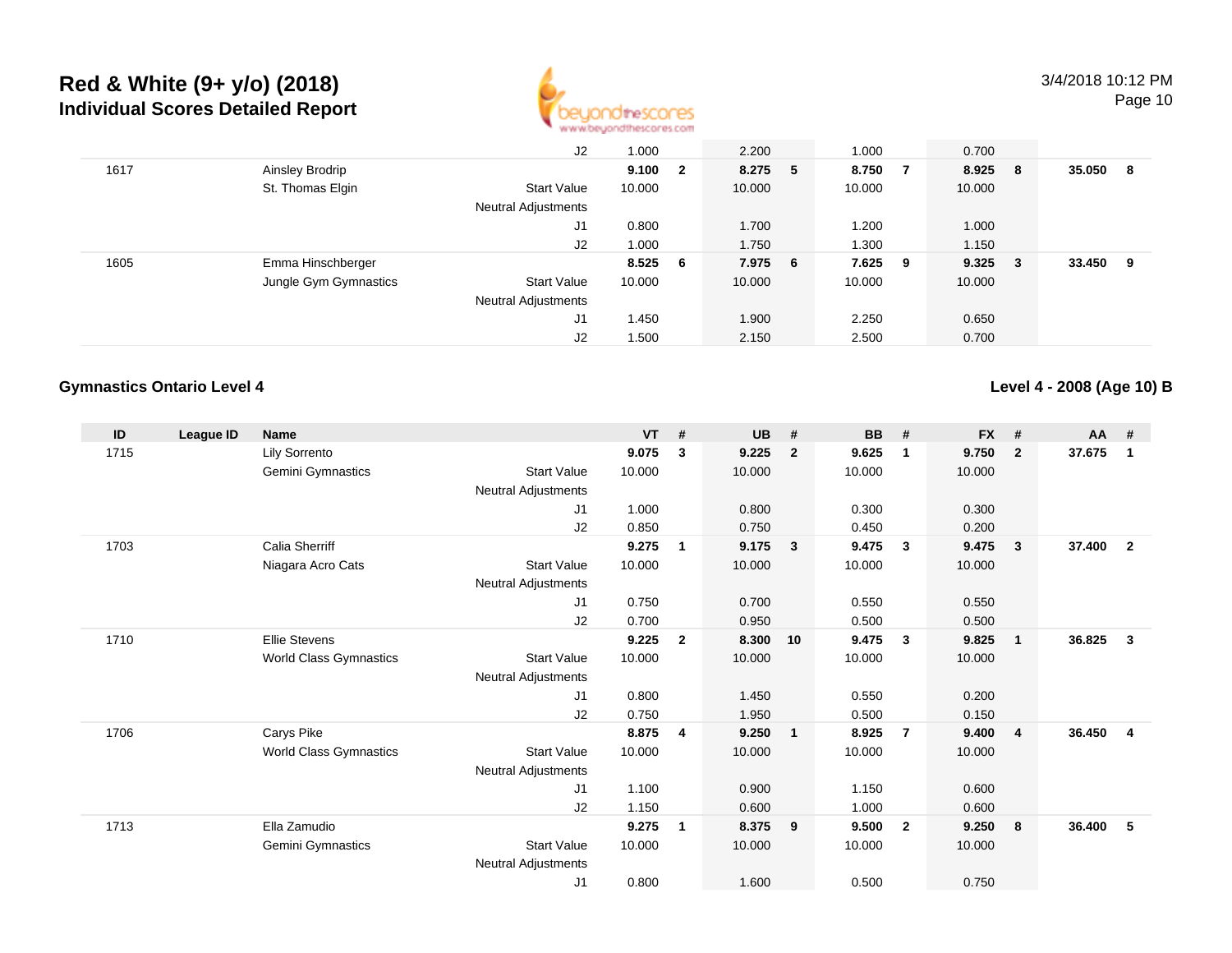# Red & White (9+ y/o) (2018)
## Individual Scores Detailed Report

|  |  |  |  | VT | # | UB | # | BB | # | FX | # | AA | # |
|---|---|---|---|---|---|---|---|---|---|---|---|---|---|
|  |  |  | J2 | 1.000 |  | 2.200 |  | 1.000 |  | 0.700 |  |  |  |
| 1617 |  | Ainsley Brodrip |  | **9.100** | **2** | **8.275** | **5** | **8.750** | **7** | **8.925** | **8** | **35.050** | **8** |
|  |  | St. Thomas Elgin | Start Value | 10.000 |  | 10.000 |  | 10.000 |  | 10.000 |  |  |  |
|  |  |  | Neutral Adjustments |  |  |  |  |  |  |  |  |  |  |
|  |  |  | J1 | 0.800 |  | 1.700 |  | 1.200 |  | 1.000 |  |  |  |
|  |  |  | J2 | 1.000 |  | 1.750 |  | 1.300 |  | 1.150 |  |  |  |
| 1605 |  | Emma Hinschberger |  | **8.525** | **6** | **7.975** | **6** | **7.625** | **9** | **9.325** | **3** | **33.450** | **9** |
|  |  | Jungle Gym Gymnastics | Start Value | 10.000 |  | 10.000 |  | 10.000 |  | 10.000 |  |  |  |
|  |  |  | Neutral Adjustments |  |  |  |  |  |  |  |  |  |  |
|  |  |  | J1 | 1.450 |  | 1.900 |  | 2.250 |  | 0.650 |  |  |  |
|  |  |  | J2 | 1.500 |  | 2.150 |  | 2.500 |  | 0.700 |  |  |  |

### Gymnastics Ontario Level 4

**Level 4 - 2008 (Age 10) B**

| ID | League ID | Name |  | VT | # | UB | # | BB | # | FX | # | AA | # |
|---|---|---|---|---|---|---|---|---|---|---|---|---|---|
| 1715 |  | Lily Sorrento |  | **9.075** | **3** | **9.225** | **2** | **9.625** | **1** | **9.750** | **2** | **37.675** | **1** |
|  |  | Gemini Gymnastics | Start Value | 10.000 |  | 10.000 |  | 10.000 |  | 10.000 |  |  |  |
|  |  |  | Neutral Adjustments |  |  |  |  |  |  |  |  |  |  |
|  |  |  | J1 | 1.000 |  | 0.800 |  | 0.300 |  | 0.300 |  |  |  |
|  |  |  | J2 | 0.850 |  | 0.750 |  | 0.450 |  | 0.200 |  |  |  |
| 1703 |  | Calia Sherriff |  | **9.275** | **1** | **9.175** | **3** | **9.475** | **3** | **9.475** | **3** | **37.400** | **2** |
|  |  | Niagara Acro Cats | Start Value | 10.000 |  | 10.000 |  | 10.000 |  | 10.000 |  |  |  |
|  |  |  | Neutral Adjustments |  |  |  |  |  |  |  |  |  |  |
|  |  |  | J1 | 0.750 |  | 0.700 |  | 0.550 |  | 0.550 |  |  |  |
|  |  |  | J2 | 0.700 |  | 0.950 |  | 0.500 |  | 0.500 |  |  |  |
| 1710 |  | Ellie Stevens |  | **9.225** | **2** | **8.300** | **10** | **9.475** | **3** | **9.825** | **1** | **36.825** | **3** |
|  |  | World Class Gymnastics | Start Value | 10.000 |  | 10.000 |  | 10.000 |  | 10.000 |  |  |  |
|  |  |  | Neutral Adjustments |  |  |  |  |  |  |  |  |  |  |
|  |  |  | J1 | 0.800 |  | 1.450 |  | 0.550 |  | 0.200 |  |  |  |
|  |  |  | J2 | 0.750 |  | 1.950 |  | 0.500 |  | 0.150 |  |  |  |
| 1706 |  | Carys Pike |  | **8.875** | **4** | **9.250** | **1** | **8.925** | **7** | **9.400** | **4** | **36.450** | **4** |
|  |  | World Class Gymnastics | Start Value | 10.000 |  | 10.000 |  | 10.000 |  | 10.000 |  |  |  |
|  |  |  | Neutral Adjustments |  |  |  |  |  |  |  |  |  |  |
|  |  |  | J1 | 1.100 |  | 0.900 |  | 1.150 |  | 0.600 |  |  |  |
|  |  |  | J2 | 1.150 |  | 0.600 |  | 1.000 |  | 0.600 |  |  |  |
| 1713 |  | Ella Zamudio |  | **9.275** | **1** | **8.375** | **9** | **9.500** | **2** | **9.250** | **8** | **36.400** | **5** |
|  |  | Gemini Gymnastics | Start Value | 10.000 |  | 10.000 |  | 10.000 |  | 10.000 |  |  |  |
|  |  |  | Neutral Adjustments |  |  |  |  |  |  |  |  |  |  |
|  |  |  | J1 | 0.800 |  | 1.600 |  | 0.500 |  | 0.750 |  |  |  |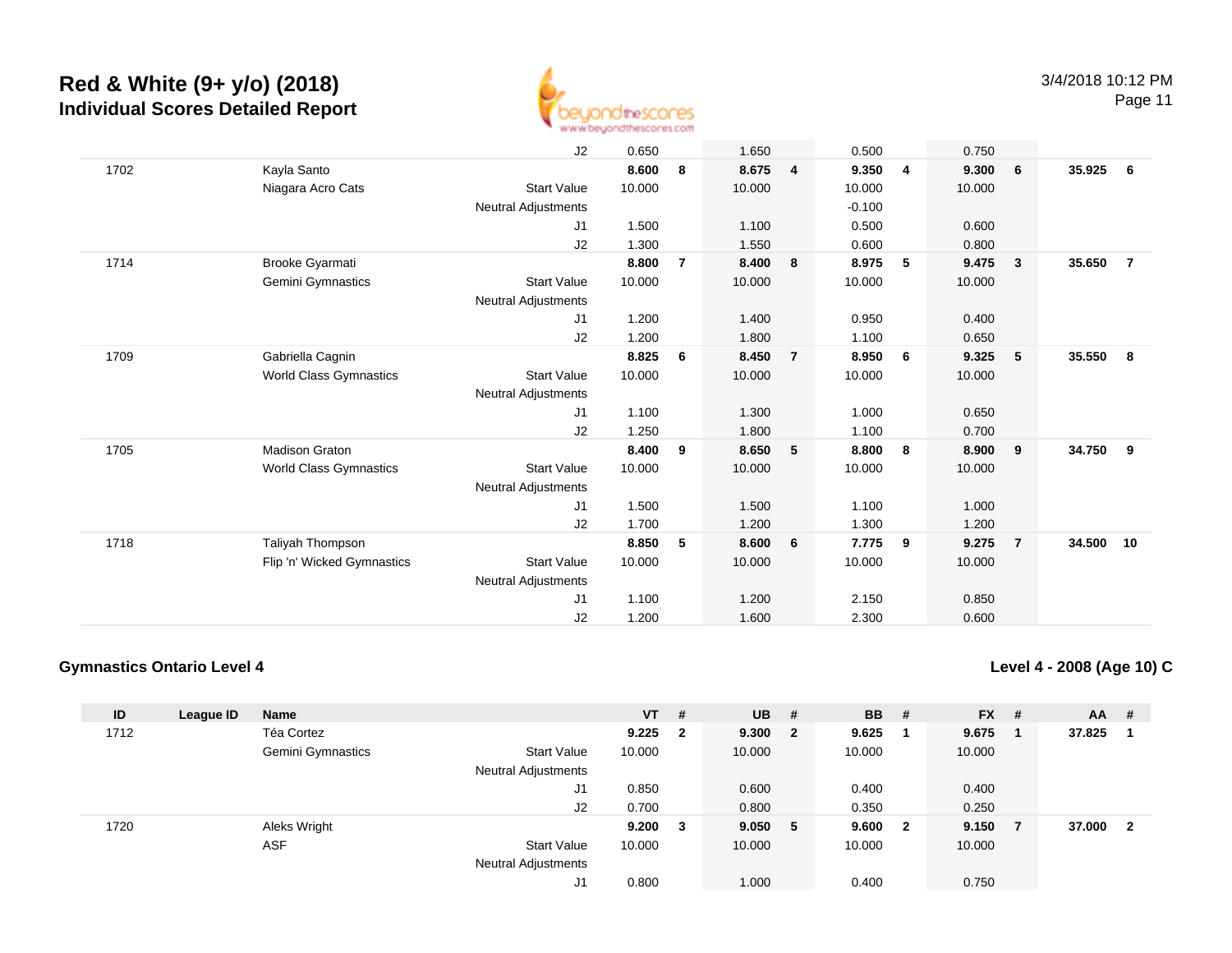# Red & White (9+ y/o) (2018)

## Individual Scores Detailed Report

| ID | League ID | Name | | VT | # | UB | # | BB | # | FX | # | AA | # |
|---|---|---|---|---|---|---|---|---|---|---|---|---|---|
| | | | J2 | 0.650 | | 1.650 | | 0.500 | | 0.750 | | | |
| 1702 | | Kayla Santo | | **8.600** | **8** | **8.675** | **4** | **9.350** | **4** | **9.300** | **6** | **35.925** | **6** |
| | | Niagara Acro Cats | Start Value | 10.000 | | 10.000 | | 10.000 | | 10.000 | | | |
| | | | Neutral Adjustments | | | | | -0.100 | | | | | |
| | | | J1 | 1.500 | | 1.100 | | 0.500 | | 0.600 | | | |
| | | | J2 | 1.300 | | 1.550 | | 0.600 | | 0.800 | | | |
| 1714 | | Brooke Gyarmati | | **8.800** | **7** | **8.400** | **8** | **8.975** | **5** | **9.475** | **3** | **35.650** | **7** |
| | | Gemini Gymnastics | Start Value | 10.000 | | 10.000 | | 10.000 | | 10.000 | | | |
| | | | Neutral Adjustments | | | | | | | | | | |
| | | | J1 | 1.200 | | 1.400 | | 0.950 | | 0.400 | | | |
| | | | J2 | 1.200 | | 1.800 | | 1.100 | | 0.650 | | | |
| 1709 | | Gabriella Cagnin | | **8.825** | **6** | **8.450** | **7** | **8.950** | **6** | **9.325** | **5** | **35.550** | **8** |
| | | World Class Gymnastics | Start Value | 10.000 | | 10.000 | | 10.000 | | 10.000 | | | |
| | | | Neutral Adjustments | | | | | | | | | | |
| | | | J1 | 1.100 | | 1.300 | | 1.000 | | 0.650 | | | |
| | | | J2 | 1.250 | | 1.800 | | 1.100 | | 0.700 | | | |
| 1705 | | Madison Graton | | **8.400** | **9** | **8.650** | **5** | **8.800** | **8** | **8.900** | **9** | **34.750** | **9** |
| | | World Class Gymnastics | Start Value | 10.000 | | 10.000 | | 10.000 | | 10.000 | | | |
| | | | Neutral Adjustments | | | | | | | | | | |
| | | | J1 | 1.500 | | 1.500 | | 1.100 | | 1.000 | | | |
| | | | J2 | 1.700 | | 1.200 | | 1.300 | | 1.200 | | | |
| 1718 | | Taliyah Thompson | | **8.850** | **5** | **8.600** | **6** | **7.775** | **9** | **9.275** | **7** | **34.500** | **10** |
| | | Flip 'n' Wicked Gymnastics | Start Value | 10.000 | | 10.000 | | 10.000 | | 10.000 | | | |
| | | | Neutral Adjustments | | | | | | | | | | |
| | | | J1 | 1.100 | | 1.200 | | 2.150 | | 0.850 | | | |
| | | | J2 | 1.200 | | 1.600 | | 2.300 | | 0.600 | | | |

### Gymnastics Ontario Level 4

### Level 4 - 2008 (Age 10) C

| ID | League ID | Name | | VT | # | UB | # | BB | # | FX | # | AA | # |
|---|---|---|---|---|---|---|---|---|---|---|---|---|---|
| 1712 | | Téa Cortez | | **9.225** | **2** | **9.300** | **2** | **9.625** | **1** | **9.675** | **1** | **37.825** | **1** |
| | | Gemini Gymnastics | Start Value | 10.000 | | 10.000 | | 10.000 | | 10.000 | | | |
| | | | Neutral Adjustments | | | | | | | | | | |
| | | | J1 | 0.850 | | 0.600 | | 0.400 | | 0.400 | | | |
| | | | J2 | 0.700 | | 0.800 | | 0.350 | | 0.250 | | | |
| 1720 | | Aleks Wright | | **9.200** | **3** | **9.050** | **5** | **9.600** | **2** | **9.150** | **7** | **37.000** | **2** |
| | | ASF | Start Value | 10.000 | | 10.000 | | 10.000 | | 10.000 | | | |
| | | | Neutral Adjustments | | | | | | | | | | |
| | | | J1 | 0.800 | | 1.000 | | 0.400 | | 0.750 | | | |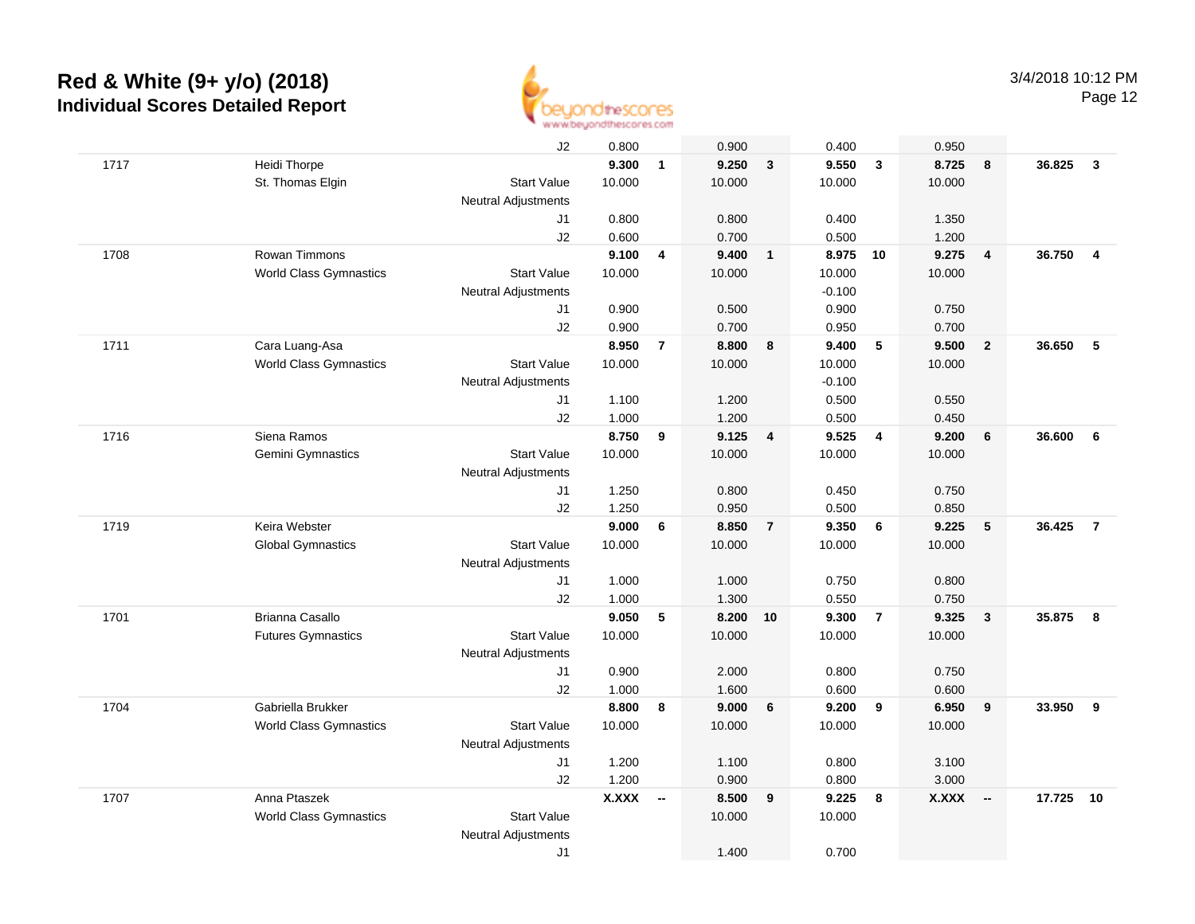# Red & White (9+ y/o) (2018)
## Individual Scores Detailed Report

3/4/2018 10:12 PM

| | | | | | | | | | | | | |
|---|---|---|---|---|---|---|---|---|---|---|---|---|
| | | J2 | 0.800 | | 0.900 | | 0.400 | | 0.950 | | | |
| 1717 | Heidi Thorpe | | **9.300** | **1** | **9.250** | **3** | **9.550** | **3** | **8.725** | **8** | **36.825** | **3** |
| | St. Thomas Elgin | Start Value | 10.000 | | 10.000 | | 10.000 | | 10.000 | | | |
| | | Neutral Adjustments | | | | | | | | | | |
| | | J1 | 0.800 | | 0.800 | | 0.400 | | 1.350 | | | |
| | | J2 | 0.600 | | 0.700 | | 0.500 | | 1.200 | | | |
| 1708 | Rowan Timmons | | **9.100** | **4** | **9.400** | **1** | **8.975** | **10** | **9.275** | **4** | **36.750** | **4** |
| | World Class Gymnastics | Start Value | 10.000 | | 10.000 | | 10.000 | | 10.000 | | | |
| | | Neutral Adjustments | | | | | -0.100 | | | | | |
| | | J1 | 0.900 | | 0.500 | | 0.900 | | 0.750 | | | |
| | | J2 | 0.900 | | 0.700 | | 0.950 | | 0.700 | | | |
| 1711 | Cara Luang-Asa | | **8.950** | **7** | **8.800** | **8** | **9.400** | **5** | **9.500** | **2** | **36.650** | **5** |
| | World Class Gymnastics | Start Value | 10.000 | | 10.000 | | 10.000 | | 10.000 | | | |
| | | Neutral Adjustments | | | | | -0.100 | | | | | |
| | | J1 | 1.100 | | 1.200 | | 0.500 | | 0.550 | | | |
| | | J2 | 1.000 | | 1.200 | | 0.500 | | 0.450 | | | |
| 1716 | Siena Ramos | | **8.750** | **9** | **9.125** | **4** | **9.525** | **4** | **9.200** | **6** | **36.600** | **6** |
| | Gemini Gymnastics | Start Value | 10.000 | | 10.000 | | 10.000 | | 10.000 | | | |
| | | Neutral Adjustments | | | | | | | | | | |
| | | J1 | 1.250 | | 0.800 | | 0.450 | | 0.750 | | | |
| | | J2 | 1.250 | | 0.950 | | 0.500 | | 0.850 | | | |
| 1719 | Keira Webster | | **9.000** | **6** | **8.850** | **7** | **9.350** | **6** | **9.225** | **5** | **36.425** | **7** |
| | Global Gymnastics | Start Value | 10.000 | | 10.000 | | 10.000 | | 10.000 | | | |
| | | Neutral Adjustments | | | | | | | | | | |
| | | J1 | 1.000 | | 1.000 | | 0.750 | | 0.800 | | | |
| | | J2 | 1.000 | | 1.300 | | 0.550 | | 0.750 | | | |
| 1701 | Brianna Casallo | | **9.050** | **5** | **8.200** | **10** | **9.300** | **7** | **9.325** | **3** | **35.875** | **8** |
| | Futures Gymnastics | Start Value | 10.000 | | 10.000 | | 10.000 | | 10.000 | | | |
| | | Neutral Adjustments | | | | | | | | | | |
| | | J1 | 0.900 | | 2.000 | | 0.800 | | 0.750 | | | |
| | | J2 | 1.000 | | 1.600 | | 0.600 | | 0.600 | | | |
| 1704 | Gabriella Brukker | | **8.800** | **8** | **9.000** | **6** | **9.200** | **9** | **6.950** | **9** | **33.950** | **9** |
| | World Class Gymnastics | Start Value | 10.000 | | 10.000 | | 10.000 | | 10.000 | | | |
| | | Neutral Adjustments | | | | | | | | | | |
| | | J1 | 1.200 | | 1.100 | | 0.800 | | 3.100 | | | |
| | | J2 | 1.200 | | 0.900 | | 0.800 | | 3.000 | | | |
| 1707 | Anna Ptaszek | | **X.XXX** | **--** | **8.500** | **9** | **9.225** | **8** | **X.XXX** | **--** | **17.725** | **10** |
| | World Class Gymnastics | Start Value | | | 10.000 | | 10.000 | | | | | |
| | | Neutral Adjustments | | | | | | | | | | |
| | | J1 | | | 1.400 | | 0.700 | | | | | |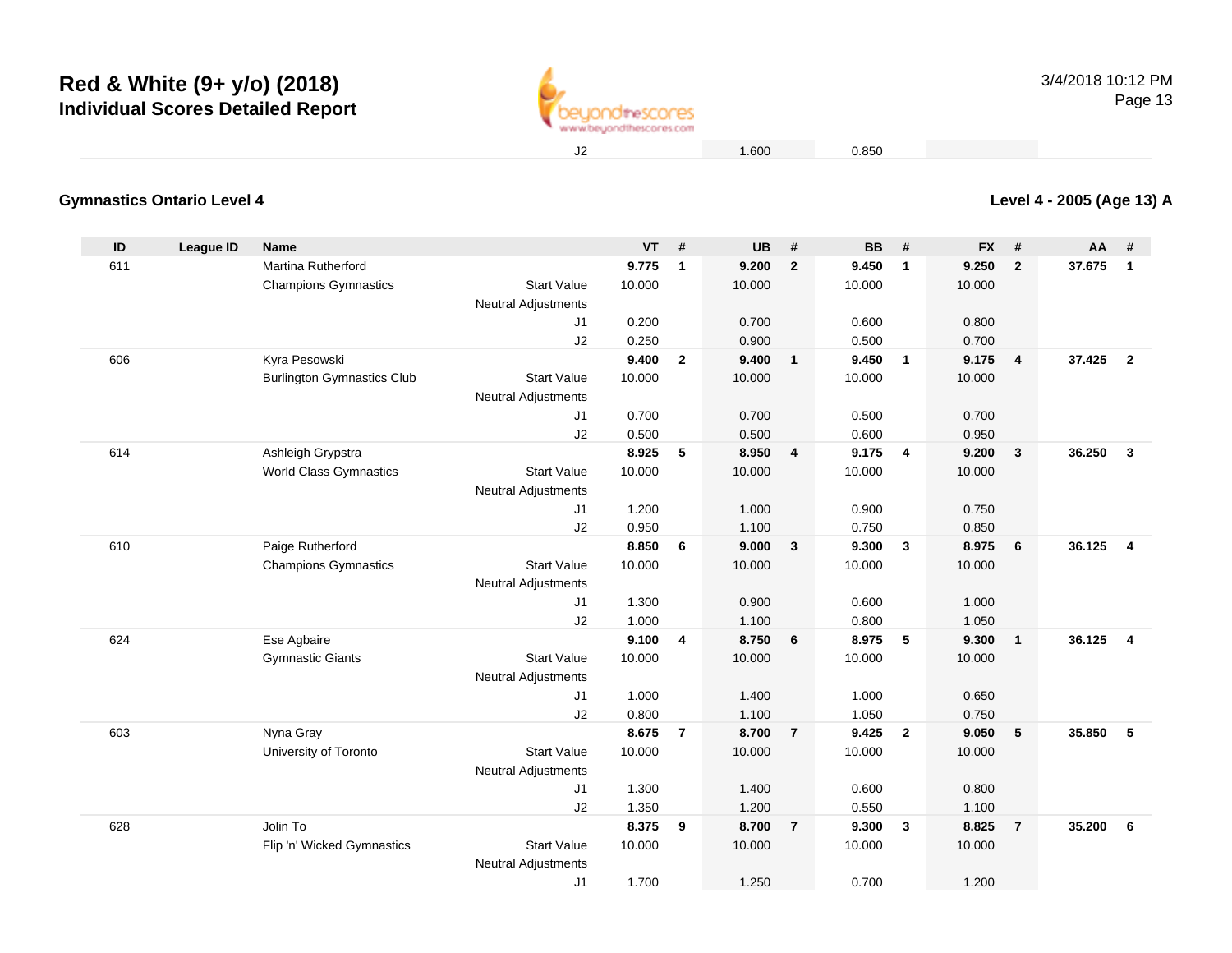| | | | J2 | | | 1.600 | | 0.850 | | | | | |
|---|---|---|---|---|---|---|---|---|---|---|---|---|---|

## Gymnastics Ontario Level 4

**Level 4 - 2005 (Age 13) A**

| ID | League ID | Name | | VT | # | UB | # | BB | # | FX | # | AA | # |
|---|---|---|---|---|---|---|---|---|---|---|---|---|---|
| 611 | | Martina Rutherford | | **9.775** | **1** | **9.200** | **2** | **9.450** | **1** | **9.250** | **2** | **37.675** | **1** |
| | | Champions Gymnastics | Start Value | 10.000 | | 10.000 | | 10.000 | | 10.000 | | | |
| | | | Neutral Adjustments | | | | | | | | | | |
| | | | J1 | 0.200 | | 0.700 | | 0.600 | | 0.800 | | | |
| | | | J2 | 0.250 | | 0.900 | | 0.500 | | 0.700 | | | |
| 606 | | Kyra Pesowski | | **9.400** | **2** | **9.400** | **1** | **9.450** | **1** | **9.175** | **4** | **37.425** | **2** |
| | | Burlington Gymnastics Club | Start Value | 10.000 | | 10.000 | | 10.000 | | 10.000 | | | |
| | | | Neutral Adjustments | | | | | | | | | | |
| | | | J1 | 0.700 | | 0.700 | | 0.500 | | 0.700 | | | |
| | | | J2 | 0.500 | | 0.500 | | 0.600 | | 0.950 | | | |
| 614 | | Ashleigh Grypstra | | **8.925** | **5** | **8.950** | **4** | **9.175** | **4** | **9.200** | **3** | **36.250** | **3** |
| | | World Class Gymnastics | Start Value | 10.000 | | 10.000 | | 10.000 | | 10.000 | | | |
| | | | Neutral Adjustments | | | | | | | | | | |
| | | | J1 | 1.200 | | 1.000 | | 0.900 | | 0.750 | | | |
| | | | J2 | 0.950 | | 1.100 | | 0.750 | | 0.850 | | | |
| 610 | | Paige Rutherford | | **8.850** | **6** | **9.000** | **3** | **9.300** | **3** | **8.975** | **6** | **36.125** | **4** |
| | | Champions Gymnastics | Start Value | 10.000 | | 10.000 | | 10.000 | | 10.000 | | | |
| | | | Neutral Adjustments | | | | | | | | | | |
| | | | J1 | 1.300 | | 0.900 | | 0.600 | | 1.000 | | | |
| | | | J2 | 1.000 | | 1.100 | | 0.800 | | 1.050 | | | |
| 624 | | Ese Agbaire | | **9.100** | **4** | **8.750** | **6** | **8.975** | **5** | **9.300** | **1** | **36.125** | **4** |
| | | Gymnastic Giants | Start Value | 10.000 | | 10.000 | | 10.000 | | 10.000 | | | |
| | | | Neutral Adjustments | | | | | | | | | | |
| | | | J1 | 1.000 | | 1.400 | | 1.000 | | 0.650 | | | |
| | | | J2 | 0.800 | | 1.100 | | 1.050 | | 0.750 | | | |
| 603 | | Nyna Gray | | **8.675** | **7** | **8.700** | **7** | **9.425** | **2** | **9.050** | **5** | **35.850** | **5** |
| | | University of Toronto | Start Value | 10.000 | | 10.000 | | 10.000 | | 10.000 | | | |
| | | | Neutral Adjustments | | | | | | | | | | |
| | | | J1 | 1.300 | | 1.400 | | 0.600 | | 0.800 | | | |
| | | | J2 | 1.350 | | 1.200 | | 0.550 | | 1.100 | | | |
| 628 | | Jolin To | | **8.375** | **9** | **8.700** | **7** | **9.300** | **3** | **8.825** | **7** | **35.200** | **6** |
| | | Flip 'n' Wicked Gymnastics | Start Value | 10.000 | | 10.000 | | 10.000 | | 10.000 | | | |
| | | | Neutral Adjustments | | | | | | | | | | |
| | | | J1 | 1.700 | | 1.250 | | 0.700 | | 1.200 | | | |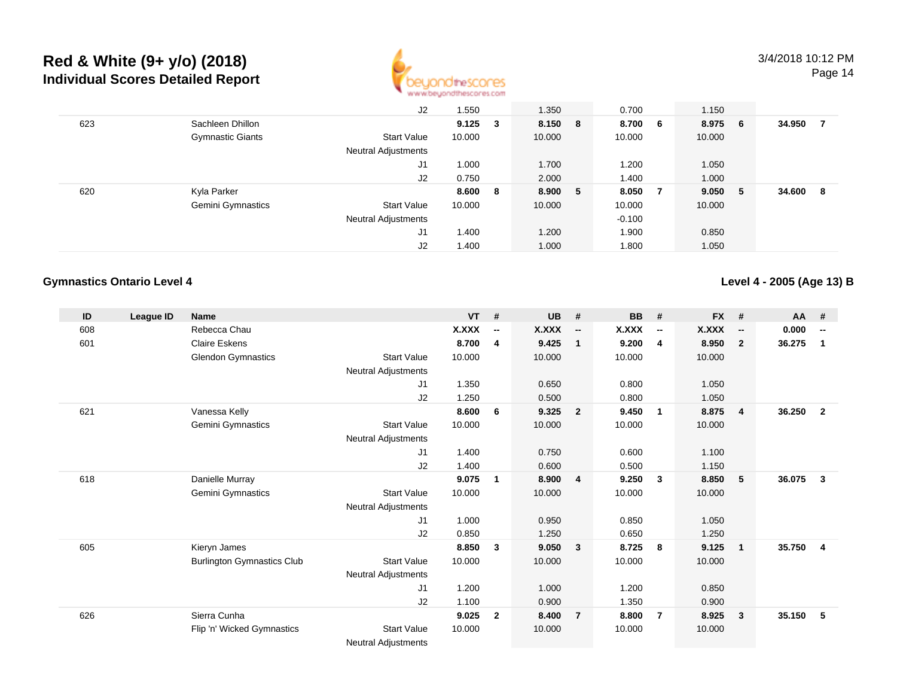# Red & White (9+ y/o) (2018)
## Individual Scores Detailed Report

| | | | | | | | | | | | | | |
|---|---|---|---|---|---|---|---|---|---|---|---|---|---|
| | | | J2 | 1.550 | | 1.350 | | 0.700 | | 1.150 | | | |
| 623 | | Sachleen Dhillon | | **9.125** | **3** | **8.150** | **8** | **8.700** | **6** | **8.975** | **6** | **34.950** | **7** |
| | | Gymnastic Giants | Start Value | 10.000 | | 10.000 | | 10.000 | | 10.000 | | | |
| | | | Neutral Adjustments | | | | | | | | | | |
| | | | J1 | 1.000 | | 1.700 | | 1.200 | | 1.050 | | | |
| | | | J2 | 0.750 | | 2.000 | | 1.400 | | 1.000 | | | |
| 620 | | Kyla Parker | | **8.600** | **8** | **8.900** | **5** | **8.050** | **7** | **9.050** | **5** | **34.600** | **8** |
| | | Gemini Gymnastics | Start Value | 10.000 | | 10.000 | | 10.000 | | 10.000 | | | |
| | | | Neutral Adjustments | | | | | -0.100 | | | | | |
| | | | J1 | 1.400 | | 1.200 | | 1.900 | | 0.850 | | | |
| | | | J2 | 1.400 | | 1.000 | | 1.800 | | 1.050 | | | |

### Gymnastics Ontario Level 4

### Level 4 - 2005 (Age 13) B

| ID | League ID | Name | | VT | # | UB | # | BB | # | FX | # | AA | # |
|---|---|---|---|---|---|---|---|---|---|---|---|---|---|
| 608 | | Rebecca Chau | | **X.XXX** | **--** | **X.XXX** | **--** | **X.XXX** | **--** | **X.XXX** | **--** | **0.000** | **--** |
| 601 | | Claire Eskens | | **8.700** | **4** | **9.425** | **1** | **9.200** | **4** | **8.950** | **2** | **36.275** | **1** |
| | | Glendon Gymnastics | Start Value | 10.000 | | 10.000 | | 10.000 | | 10.000 | | | |
| | | | Neutral Adjustments | | | | | | | | | | |
| | | | J1 | 1.350 | | 0.650 | | 0.800 | | 1.050 | | | |
| | | | J2 | 1.250 | | 0.500 | | 0.800 | | 1.050 | | | |
| 621 | | Vanessa Kelly | | **8.600** | **6** | **9.325** | **2** | **9.450** | **1** | **8.875** | **4** | **36.250** | **2** |
| | | Gemini Gymnastics | Start Value | 10.000 | | 10.000 | | 10.000 | | 10.000 | | | |
| | | | Neutral Adjustments | | | | | | | | | | |
| | | | J1 | 1.400 | | 0.750 | | 0.600 | | 1.100 | | | |
| | | | J2 | 1.400 | | 0.600 | | 0.500 | | 1.150 | | | |
| 618 | | Danielle Murray | | **9.075** | **1** | **8.900** | **4** | **9.250** | **3** | **8.850** | **5** | **36.075** | **3** |
| | | Gemini Gymnastics | Start Value | 10.000 | | 10.000 | | 10.000 | | 10.000 | | | |
| | | | Neutral Adjustments | | | | | | | | | | |
| | | | J1 | 1.000 | | 0.950 | | 0.850 | | 1.050 | | | |
| | | | J2 | 0.850 | | 1.250 | | 0.650 | | 1.250 | | | |
| 605 | | Kieryn James | | **8.850** | **3** | **9.050** | **3** | **8.725** | **8** | **9.125** | **1** | **35.750** | **4** |
| | | Burlington Gymnastics Club | Start Value | 10.000 | | 10.000 | | 10.000 | | 10.000 | | | |
| | | | Neutral Adjustments | | | | | | | | | | |
| | | | J1 | 1.200 | | 1.000 | | 1.200 | | 0.850 | | | |
| | | | J2 | 1.100 | | 0.900 | | 1.350 | | 0.900 | | | |
| 626 | | Sierra Cunha | | **9.025** | **2** | **8.400** | **7** | **8.800** | **7** | **8.925** | **3** | **35.150** | **5** |
| | | Flip 'n' Wicked Gymnastics | Start Value | 10.000 | | 10.000 | | 10.000 | | 10.000 | | | |
| | | | Neutral Adjustments | | | | | | | | | | |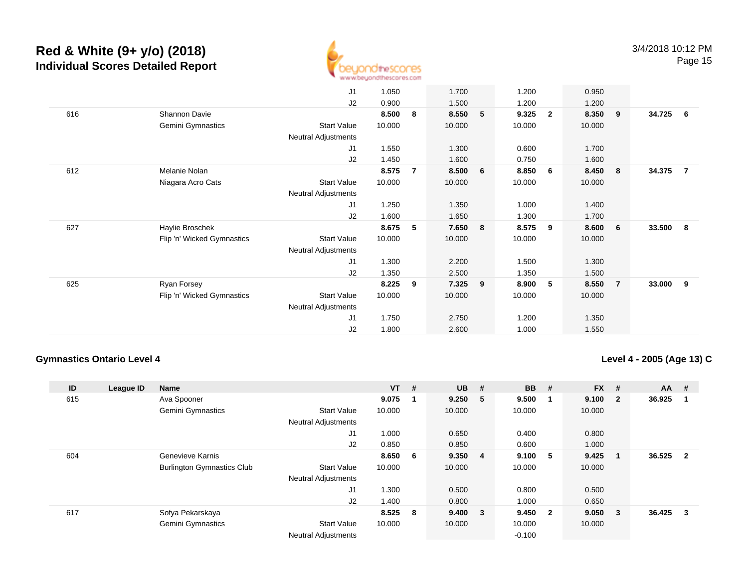# Red & White (9+ y/o) (2018)

## Individual Scores Detailed Report

3/4/2018 10:12 PM

| ID | League ID | Name | | VT | # | UB | # | BB | # | FX | # | AA | # |
|---|---|---|---|---|---|---|---|---|---|---|---|---|---|
| | | | J1 | 1.050 | | 1.700 | | 1.200 | | 0.950 | | | |
| | | | J2 | 0.900 | | 1.500 | | 1.200 | | 1.200 | | | |
| 616 | | Shannon Davie | | **8.500** | **8** | **8.550** | **5** | **9.325** | **2** | **8.350** | **9** | **34.725** | **6** |
| | | Gemini Gymnastics | Start Value | 10.000 | | 10.000 | | 10.000 | | 10.000 | | | |
| | | | Neutral Adjustments | | | | | | | | | | |
| | | | J1 | 1.550 | | 1.300 | | 0.600 | | 1.700 | | | |
| | | | J2 | 1.450 | | 1.600 | | 0.750 | | 1.600 | | | |
| 612 | | Melanie Nolan | | **8.575** | **7** | **8.500** | **6** | **8.850** | **6** | **8.450** | **8** | **34.375** | **7** |
| | | Niagara Acro Cats | Start Value | 10.000 | | 10.000 | | 10.000 | | 10.000 | | | |
| | | | Neutral Adjustments | | | | | | | | | | |
| | | | J1 | 1.250 | | 1.350 | | 1.000 | | 1.400 | | | |
| | | | J2 | 1.600 | | 1.650 | | 1.300 | | 1.700 | | | |
| 627 | | Haylie Broschek | | **8.675** | **5** | **7.650** | **8** | **8.575** | **9** | **8.600** | **6** | **33.500** | **8** |
| | | Flip 'n' Wicked Gymnastics | Start Value | 10.000 | | 10.000 | | 10.000 | | 10.000 | | | |
| | | | Neutral Adjustments | | | | | | | | | | |
| | | | J1 | 1.300 | | 2.200 | | 1.500 | | 1.300 | | | |
| | | | J2 | 1.350 | | 2.500 | | 1.350 | | 1.500 | | | |
| 625 | | Ryan Forsey | | **8.225** | **9** | **7.325** | **9** | **8.900** | **5** | **8.550** | **7** | **33.000** | **9** |
| | | Flip 'n' Wicked Gymnastics | Start Value | 10.000 | | 10.000 | | 10.000 | | 10.000 | | | |
| | | | Neutral Adjustments | | | | | | | | | | |
| | | | J1 | 1.750 | | 2.750 | | 1.200 | | 1.350 | | | |
| | | | J2 | 1.800 | | 2.600 | | 1.000 | | 1.550 | | | |

### Gymnastics Ontario Level 4

### Level 4 - 2005 (Age 13) C

| ID | League ID | Name | | VT | # | UB | # | BB | # | FX | # | AA | # |
|---|---|---|---|---|---|---|---|---|---|---|---|---|---|
| 615 | | Ava Spooner | | **9.075** | **1** | **9.250** | **5** | **9.500** | **1** | **9.100** | **2** | **36.925** | **1** |
| | | Gemini Gymnastics | Start Value | 10.000 | | 10.000 | | 10.000 | | 10.000 | | | |
| | | | Neutral Adjustments | | | | | | | | | | |
| | | | J1 | 1.000 | | 0.650 | | 0.400 | | 0.800 | | | |
| | | | J2 | 0.850 | | 0.850 | | 0.600 | | 1.000 | | | |
| 604 | | Genevieve Karnis | | **8.650** | **6** | **9.350** | **4** | **9.100** | **5** | **9.425** | **1** | **36.525** | **2** |
| | | Burlington Gymnastics Club | Start Value | 10.000 | | 10.000 | | 10.000 | | 10.000 | | | |
| | | | Neutral Adjustments | | | | | | | | | | |
| | | | J1 | 1.300 | | 0.500 | | 0.800 | | 0.500 | | | |
| | | | J2 | 1.400 | | 0.800 | | 1.000 | | 0.650 | | | |
| 617 | | Sofya Pekarskaya | | **8.525** | **8** | **9.400** | **3** | **9.450** | **2** | **9.050** | **3** | **36.425** | **3** |
| | | Gemini Gymnastics | Start Value | 10.000 | | 10.000 | | 10.000 | | 10.000 | | | |
| | | | Neutral Adjustments | | | | | -0.100 | | | | | |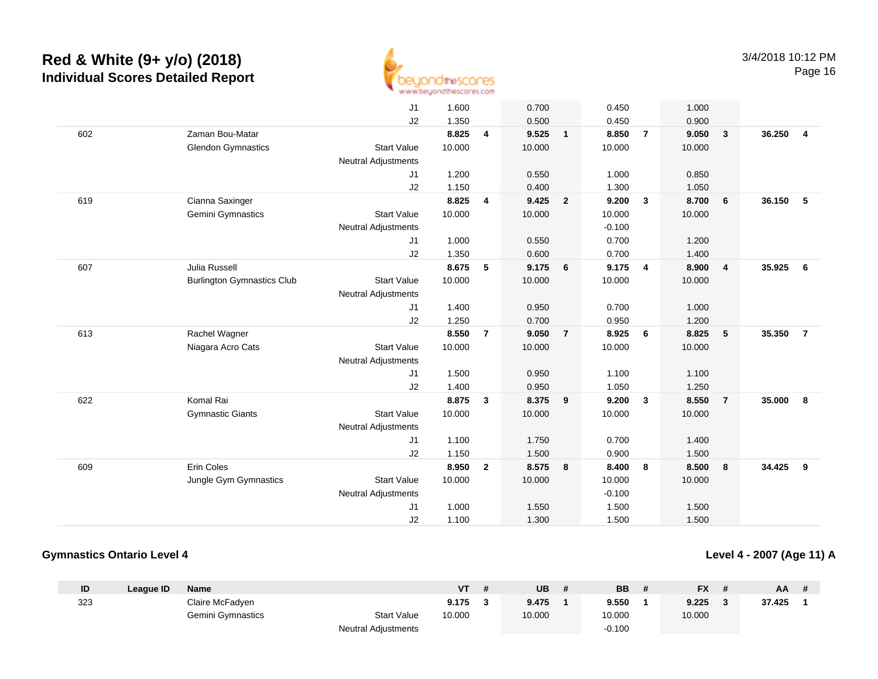# Red & White (9+ y/o) (2018)

## Individual Scores Detailed Report

3/4/2018 10:12 PM

| ID | League ID | Name | | VT | # | UB | # | BB | # | FX | # | AA | # |
|---|---|---|---|---|---|---|---|---|---|---|---|---|---|
| | | | J1 | 1.600 | | 0.700 | | 0.450 | | 1.000 | | | |
| | | | J2 | 1.350 | | 0.500 | | 0.450 | | 0.900 | | | |
| 602 | | Zaman Bou-Matar | | **8.825** | **4** | **9.525** | **1** | **8.850** | **7** | **9.050** | **3** | **36.250** | **4** |
| | | Glendon Gymnastics | Start Value | 10.000 | | 10.000 | | 10.000 | | 10.000 | | | |
| | | | Neutral Adjustments | | | | | | | | | | |
| | | | J1 | 1.200 | | 0.550 | | 1.000 | | 0.850 | | | |
| | | | J2 | 1.150 | | 0.400 | | 1.300 | | 1.050 | | | |
| 619 | | Cianna Saxinger | | **8.825** | **4** | **9.425** | **2** | **9.200** | **3** | **8.700** | **6** | **36.150** | **5** |
| | | Gemini Gymnastics | Start Value | 10.000 | | 10.000 | | 10.000 | | 10.000 | | | |
| | | | Neutral Adjustments | | | | | -0.100 | | | | | |
| | | | J1 | 1.000 | | 0.550 | | 0.700 | | 1.200 | | | |
| | | | J2 | 1.350 | | 0.600 | | 0.700 | | 1.400 | | | |
| 607 | | Julia Russell | | **8.675** | **5** | **9.175** | **6** | **9.175** | **4** | **8.900** | **4** | **35.925** | **6** |
| | | Burlington Gymnastics Club | Start Value | 10.000 | | 10.000 | | 10.000 | | 10.000 | | | |
| | | | Neutral Adjustments | | | | | | | | | | |
| | | | J1 | 1.400 | | 0.950 | | 0.700 | | 1.000 | | | |
| | | | J2 | 1.250 | | 0.700 | | 0.950 | | 1.200 | | | |
| 613 | | Rachel Wagner | | **8.550** | **7** | **9.050** | **7** | **8.925** | **6** | **8.825** | **5** | **35.350** | **7** |
| | | Niagara Acro Cats | Start Value | 10.000 | | 10.000 | | 10.000 | | 10.000 | | | |
| | | | Neutral Adjustments | | | | | | | | | | |
| | | | J1 | 1.500 | | 0.950 | | 1.100 | | 1.100 | | | |
| | | | J2 | 1.400 | | 0.950 | | 1.050 | | 1.250 | | | |
| 622 | | Komal Rai | | **8.875** | **3** | **8.375** | **9** | **9.200** | **3** | **8.550** | **7** | **35.000** | **8** |
| | | Gymnastic Giants | Start Value | 10.000 | | 10.000 | | 10.000 | | 10.000 | | | |
| | | | Neutral Adjustments | | | | | | | | | | |
| | | | J1 | 1.100 | | 1.750 | | 0.700 | | 1.400 | | | |
| | | | J2 | 1.150 | | 1.500 | | 0.900 | | 1.500 | | | |
| 609 | | Erin Coles | | **8.950** | **2** | **8.575** | **8** | **8.400** | **8** | **8.500** | **8** | **34.425** | **9** |
| | | Jungle Gym Gymnastics | Start Value | 10.000 | | 10.000 | | 10.000 | | 10.000 | | | |
| | | | Neutral Adjustments | | | | | -0.100 | | | | | |
| | | | J1 | 1.000 | | 1.550 | | 1.500 | | 1.500 | | | |
| | | | J2 | 1.100 | | 1.300 | | 1.500 | | 1.500 | | | |

### Gymnastics Ontario Level 4

### Level 4 - 2007 (Age 11) A

| ID | League ID | Name | | VT | # | UB | # | BB | # | FX | # | AA | # |
|---|---|---|---|---|---|---|---|---|---|---|---|---|---|
| 323 | | Claire McFadyen | | **9.175** | **3** | **9.475** | **1** | **9.550** | **1** | **9.225** | **3** | **37.425** | **1** |
| | | Gemini Gymnastics | Start Value | 10.000 | | 10.000 | | 10.000 | | 10.000 | | | |
| | | | Neutral Adjustments | | | | | -0.100 | | | | | |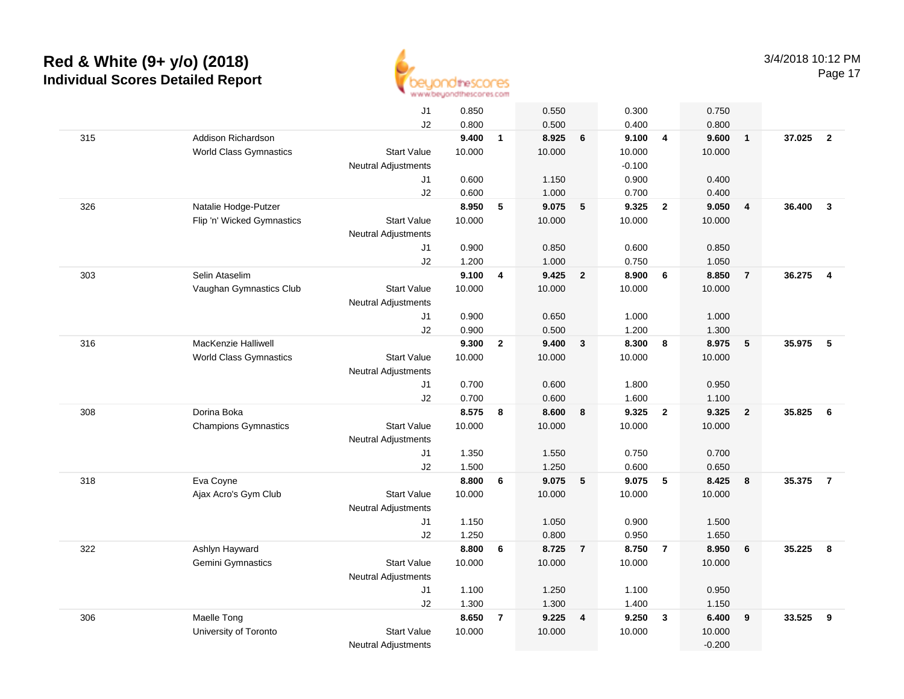# Red & White (9+ y/o) (2018)
## Individual Scores Detailed Report

3/4/2018 10:12 PM

| # | Name / Club | | Vault | Rank | Bars | Rank | Beam | Rank | Floor | Rank | AA | Rank |
|---|---|---|---|---|---|---|---|---|---|---|---|---|
| | | J1 | 0.850 | | 0.550 | | 0.300 | | 0.750 | | | |
| | | J2 | 0.800 | | 0.500 | | 0.400 | | 0.800 | | | |
| 315 | Addison Richardson | | **9.400** | **1** | **8.925** | **6** | **9.100** | **4** | **9.600** | **1** | **37.025** | **2** |
| | World Class Gymnastics | Start Value | 10.000 | | 10.000 | | 10.000 | | 10.000 | | | |
| | | Neutral Adjustments | | | | | -0.100 | | | | | |
| | | J1 | 0.600 | | 1.150 | | 0.900 | | 0.400 | | | |
| | | J2 | 0.600 | | 1.000 | | 0.700 | | 0.400 | | | |
| 326 | Natalie Hodge-Putzer | | **8.950** | **5** | **9.075** | **5** | **9.325** | **2** | **9.050** | **4** | **36.400** | **3** |
| | Flip 'n' Wicked Gymnastics | Start Value | 10.000 | | 10.000 | | 10.000 | | 10.000 | | | |
| | | Neutral Adjustments | | | | | | | | | | |
| | | J1 | 0.900 | | 0.850 | | 0.600 | | 0.850 | | | |
| | | J2 | 1.200 | | 1.000 | | 0.750 | | 1.050 | | | |
| 303 | Selin Ataselim | | **9.100** | **4** | **9.425** | **2** | **8.900** | **6** | **8.850** | **7** | **36.275** | **4** |
| | Vaughan Gymnastics Club | Start Value | 10.000 | | 10.000 | | 10.000 | | 10.000 | | | |
| | | Neutral Adjustments | | | | | | | | | | |
| | | J1 | 0.900 | | 0.650 | | 1.000 | | 1.000 | | | |
| | | J2 | 0.900 | | 0.500 | | 1.200 | | 1.300 | | | |
| 316 | MacKenzie Halliwell | | **9.300** | **2** | **9.400** | **3** | **8.300** | **8** | **8.975** | **5** | **35.975** | **5** |
| | World Class Gymnastics | Start Value | 10.000 | | 10.000 | | 10.000 | | 10.000 | | | |
| | | Neutral Adjustments | | | | | | | | | | |
| | | J1 | 0.700 | | 0.600 | | 1.800 | | 0.950 | | | |
| | | J2 | 0.700 | | 0.600 | | 1.600 | | 1.100 | | | |
| 308 | Dorina Boka | | **8.575** | **8** | **8.600** | **8** | **9.325** | **2** | **9.325** | **2** | **35.825** | **6** |
| | Champions Gymnastics | Start Value | 10.000 | | 10.000 | | 10.000 | | 10.000 | | | |
| | | Neutral Adjustments | | | | | | | | | | |
| | | J1 | 1.350 | | 1.550 | | 0.750 | | 0.700 | | | |
| | | J2 | 1.500 | | 1.250 | | 0.600 | | 0.650 | | | |
| 318 | Eva Coyne | | **8.800** | **6** | **9.075** | **5** | **9.075** | **5** | **8.425** | **8** | **35.375** | **7** |
| | Ajax Acro's Gym Club | Start Value | 10.000 | | 10.000 | | 10.000 | | 10.000 | | | |
| | | Neutral Adjustments | | | | | | | | | | |
| | | J1 | 1.150 | | 1.050 | | 0.900 | | 1.500 | | | |
| | | J2 | 1.250 | | 0.800 | | 0.950 | | 1.650 | | | |
| 322 | Ashlyn Hayward | | **8.800** | **6** | **8.725** | **7** | **8.750** | **7** | **8.950** | **6** | **35.225** | **8** |
| | Gemini Gymnastics | Start Value | 10.000 | | 10.000 | | 10.000 | | 10.000 | | | |
| | | Neutral Adjustments | | | | | | | | | | |
| | | J1 | 1.100 | | 1.250 | | 1.100 | | 0.950 | | | |
| | | J2 | 1.300 | | 1.300 | | 1.400 | | 1.150 | | | |
| 306 | Maelle Tong | | **8.650** | **7** | **9.225** | **4** | **9.250** | **3** | **6.400** | **9** | **33.525** | **9** |
| | University of Toronto | Start Value | 10.000 | | 10.000 | | 10.000 | | 10.000 | | | |
| | | Neutral Adjustments | | | | | | | -0.200 | | | |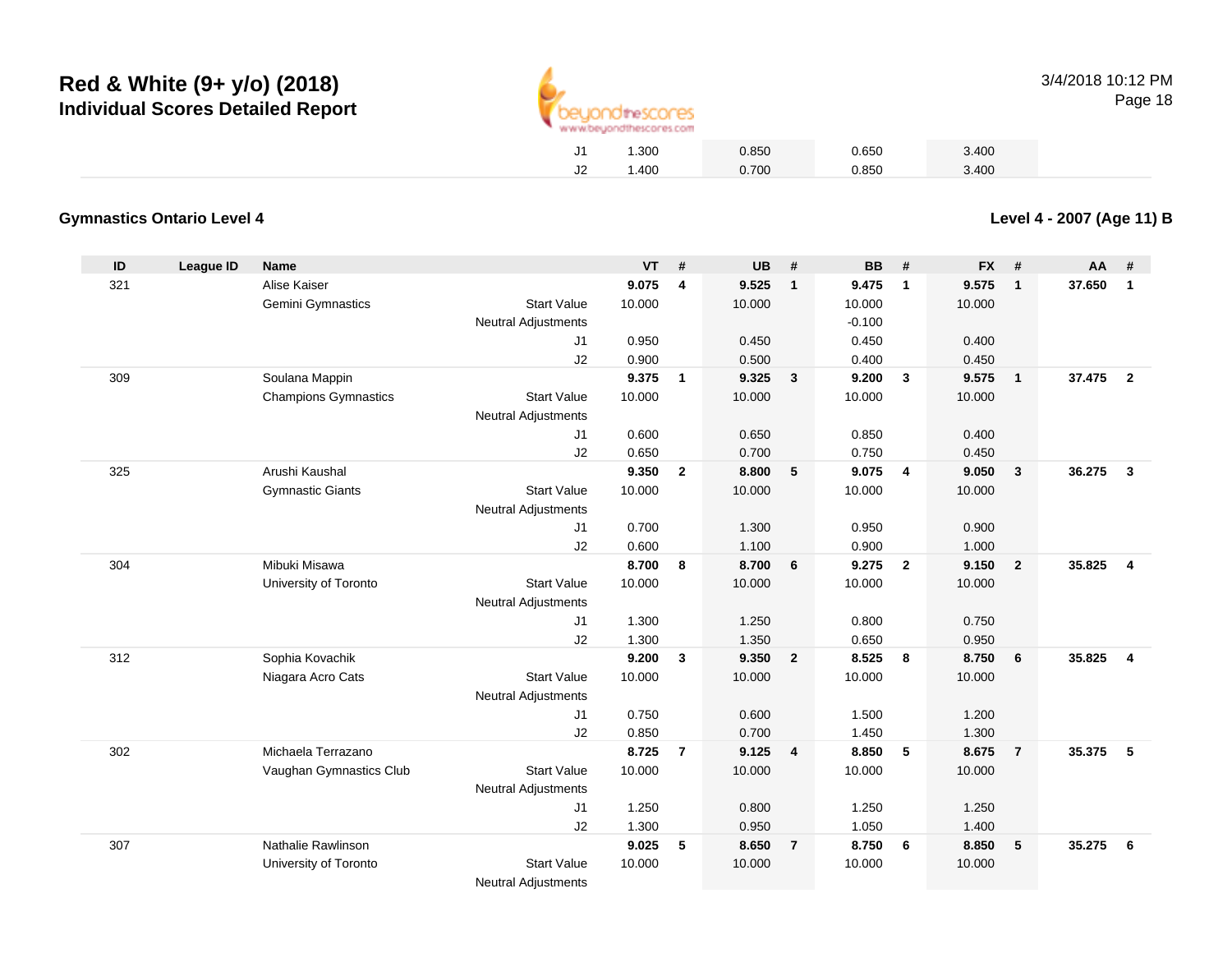# Red & White (9+ y/o) (2018)
## Individual Scores Detailed Report

| | | | | | | | | |
|---|---|---|---|---|---|---|---|---|
| J1 | 1.300 | | 0.850 | | 0.650 | | 3.400 | |
| J2 | 1.400 | | 0.700 | | 0.850 | | 3.400 | |

### Gymnastics Ontario Level 4

### Level 4 - 2007 (Age 11) B

| ID | League ID | Name | | VT | # | UB | # | BB | # | FX | # | AA | # |
|---|---|---|---|---|---|---|---|---|---|---|---|---|---|
| 321 | | Alise Kaiser | | **9.075** | **4** | **9.525** | **1** | **9.475** | **1** | **9.575** | **1** | **37.650** | **1** |
| | | Gemini Gymnastics | Start Value | 10.000 | | 10.000 | | 10.000 | | 10.000 | | | |
| | | | Neutral Adjustments | | | | | -0.100 | | | | | |
| | | | J1 | 0.950 | | 0.450 | | 0.450 | | 0.400 | | | |
| | | | J2 | 0.900 | | 0.500 | | 0.400 | | 0.450 | | | |
| 309 | | Soulana Mappin | | **9.375** | **1** | **9.325** | **3** | **9.200** | **3** | **9.575** | **1** | **37.475** | **2** |
| | | Champions Gymnastics | Start Value | 10.000 | | 10.000 | | 10.000 | | 10.000 | | | |
| | | | Neutral Adjustments | | | | | | | | | | |
| | | | J1 | 0.600 | | 0.650 | | 0.850 | | 0.400 | | | |
| | | | J2 | 0.650 | | 0.700 | | 0.750 | | 0.450 | | | |
| 325 | | Arushi Kaushal | | **9.350** | **2** | **8.800** | **5** | **9.075** | **4** | **9.050** | **3** | **36.275** | **3** |
| | | Gymnastic Giants | Start Value | 10.000 | | 10.000 | | 10.000 | | 10.000 | | | |
| | | | Neutral Adjustments | | | | | | | | | | |
| | | | J1 | 0.700 | | 1.300 | | 0.950 | | 0.900 | | | |
| | | | J2 | 0.600 | | 1.100 | | 0.900 | | 1.000 | | | |
| 304 | | Mibuki Misawa | | **8.700** | **8** | **8.700** | **6** | **9.275** | **2** | **9.150** | **2** | **35.825** | **4** |
| | | University of Toronto | Start Value | 10.000 | | 10.000 | | 10.000 | | 10.000 | | | |
| | | | Neutral Adjustments | | | | | | | | | | |
| | | | J1 | 1.300 | | 1.250 | | 0.800 | | 0.750 | | | |
| | | | J2 | 1.300 | | 1.350 | | 0.650 | | 0.950 | | | |
| 312 | | Sophia Kovachik | | **9.200** | **3** | **9.350** | **2** | **8.525** | **8** | **8.750** | **6** | **35.825** | **4** |
| | | Niagara Acro Cats | Start Value | 10.000 | | 10.000 | | 10.000 | | 10.000 | | | |
| | | | Neutral Adjustments | | | | | | | | | | |
| | | | J1 | 0.750 | | 0.600 | | 1.500 | | 1.200 | | | |
| | | | J2 | 0.850 | | 0.700 | | 1.450 | | 1.300 | | | |
| 302 | | Michaela Terrazano | | **8.725** | **7** | **9.125** | **4** | **8.850** | **5** | **8.675** | **7** | **35.375** | **5** |
| | | Vaughan Gymnastics Club | Start Value | 10.000 | | 10.000 | | 10.000 | | 10.000 | | | |
| | | | Neutral Adjustments | | | | | | | | | | |
| | | | J1 | 1.250 | | 0.800 | | 1.250 | | 1.250 | | | |
| | | | J2 | 1.300 | | 0.950 | | 1.050 | | 1.400 | | | |
| 307 | | Nathalie Rawlinson | | **9.025** | **5** | **8.650** | **7** | **8.750** | **6** | **8.850** | **5** | **35.275** | **6** |
| | | University of Toronto | Start Value | 10.000 | | 10.000 | | 10.000 | | 10.000 | | | |
| | | | Neutral Adjustments | | | | | | | | | | |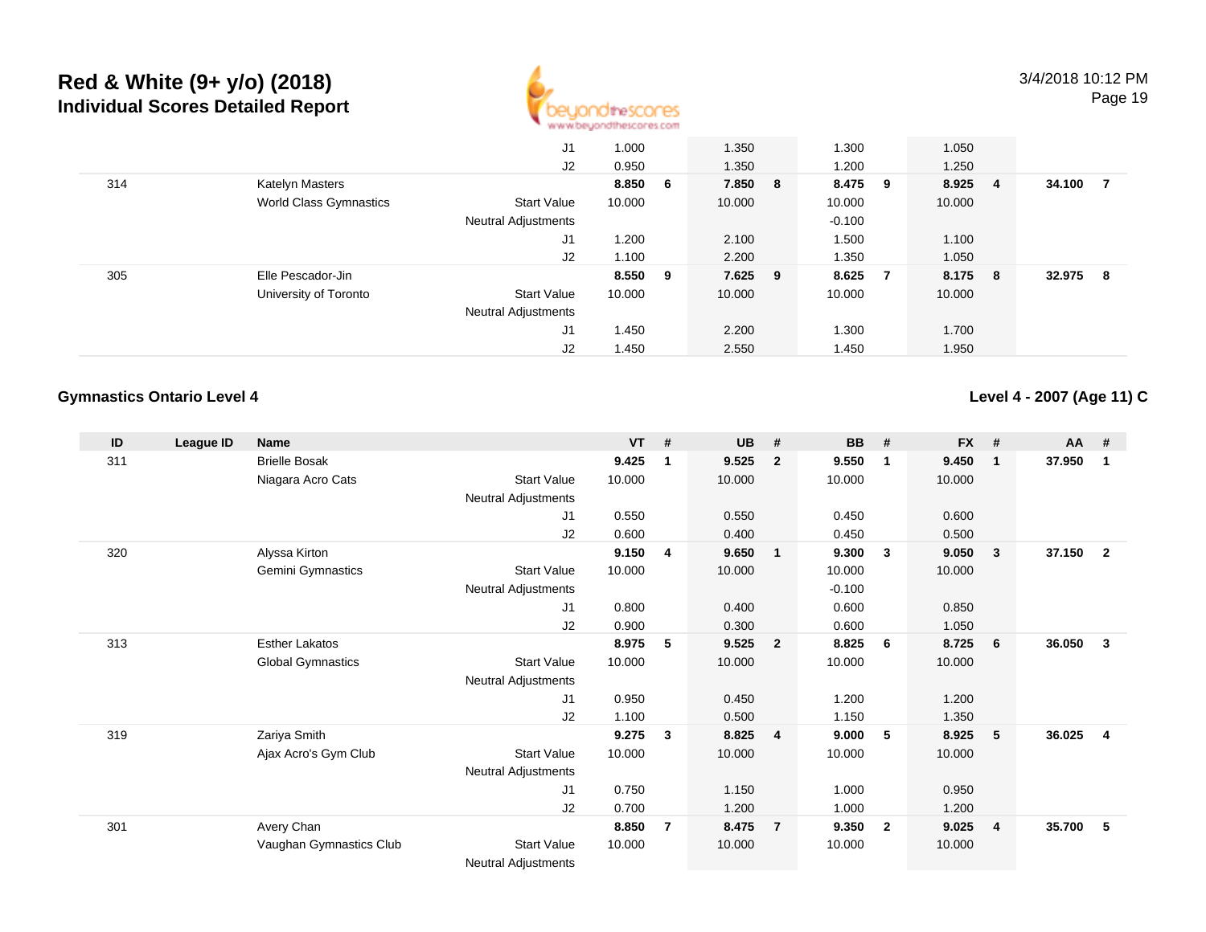| ID | League ID | Name | | VT | # | UB | # | BB | # | FX | # | AA | # |
|---|---|---|---|---|---|---|---|---|---|---|---|---|---|
| | | | J1 | 1.000 | | 1.350 | | 1.300 | | 1.050 | | | |
| | | | J2 | 0.950 | | 1.350 | | 1.200 | | 1.250 | | | |
| 314 | | Katelyn Masters | | **8.850** | **6** | **7.850** | **8** | **8.475** | **9** | **8.925** | **4** | **34.100** | **7** |
| | | World Class Gymnastics | Start Value | 10.000 | | 10.000 | | 10.000 | | 10.000 | | | |
| | | | Neutral Adjustments | | | | | -0.100 | | | | | |
| | | | J1 | 1.200 | | 2.100 | | 1.500 | | 1.100 | | | |
| | | | J2 | 1.100 | | 2.200 | | 1.350 | | 1.050 | | | |
| 305 | | Elle Pescador-Jin | | **8.550** | **9** | **7.625** | **9** | **8.625** | **7** | **8.175** | **8** | **32.975** | **8** |
| | | University of Toronto | Start Value | 10.000 | | 10.000 | | 10.000 | | 10.000 | | | |
| | | | Neutral Adjustments | | | | | | | | | | |
| | | | J1 | 1.450 | | 2.200 | | 1.300 | | 1.700 | | | |
| | | | J2 | 1.450 | | 2.550 | | 1.450 | | 1.950 | | | |

## Gymnastics Ontario Level 4

## Level 4 - 2007 (Age 11) C

| ID | League ID | Name | | VT | # | UB | # | BB | # | FX | # | AA | # |
|---|---|---|---|---|---|---|---|---|---|---|---|---|---|
| 311 | | Brielle Bosak | | **9.425** | **1** | **9.525** | **2** | **9.550** | **1** | **9.450** | **1** | **37.950** | **1** |
| | | Niagara Acro Cats | Start Value | 10.000 | | 10.000 | | 10.000 | | 10.000 | | | |
| | | | Neutral Adjustments | | | | | | | | | | |
| | | | J1 | 0.550 | | 0.550 | | 0.450 | | 0.600 | | | |
| | | | J2 | 0.600 | | 0.400 | | 0.450 | | 0.500 | | | |
| 320 | | Alyssa Kirton | | **9.150** | **4** | **9.650** | **1** | **9.300** | **3** | **9.050** | **3** | **37.150** | **2** |
| | | Gemini Gymnastics | Start Value | 10.000 | | 10.000 | | 10.000 | | 10.000 | | | |
| | | | Neutral Adjustments | | | | | -0.100 | | | | | |
| | | | J1 | 0.800 | | 0.400 | | 0.600 | | 0.850 | | | |
| | | | J2 | 0.900 | | 0.300 | | 0.600 | | 1.050 | | | |
| 313 | | Esther Lakatos | | **8.975** | **5** | **9.525** | **2** | **8.825** | **6** | **8.725** | **6** | **36.050** | **3** |
| | | Global Gymnastics | Start Value | 10.000 | | 10.000 | | 10.000 | | 10.000 | | | |
| | | | Neutral Adjustments | | | | | | | | | | |
| | | | J1 | 0.950 | | 0.450 | | 1.200 | | 1.200 | | | |
| | | | J2 | 1.100 | | 0.500 | | 1.150 | | 1.350 | | | |
| 319 | | Zariya Smith | | **9.275** | **3** | **8.825** | **4** | **9.000** | **5** | **8.925** | **5** | **36.025** | **4** |
| | | Ajax Acro's Gym Club | Start Value | 10.000 | | 10.000 | | 10.000 | | 10.000 | | | |
| | | | Neutral Adjustments | | | | | | | | | | |
| | | | J1 | 0.750 | | 1.150 | | 1.000 | | 0.950 | | | |
| | | | J2 | 0.700 | | 1.200 | | 1.000 | | 1.200 | | | |
| 301 | | Avery Chan | | **8.850** | **7** | **8.475** | **7** | **9.350** | **2** | **9.025** | **4** | **35.700** | **5** |
| | | Vaughan Gymnastics Club | Start Value | 10.000 | | 10.000 | | 10.000 | | 10.000 | | | |
| | | | Neutral Adjustments | | | | | | | | | | |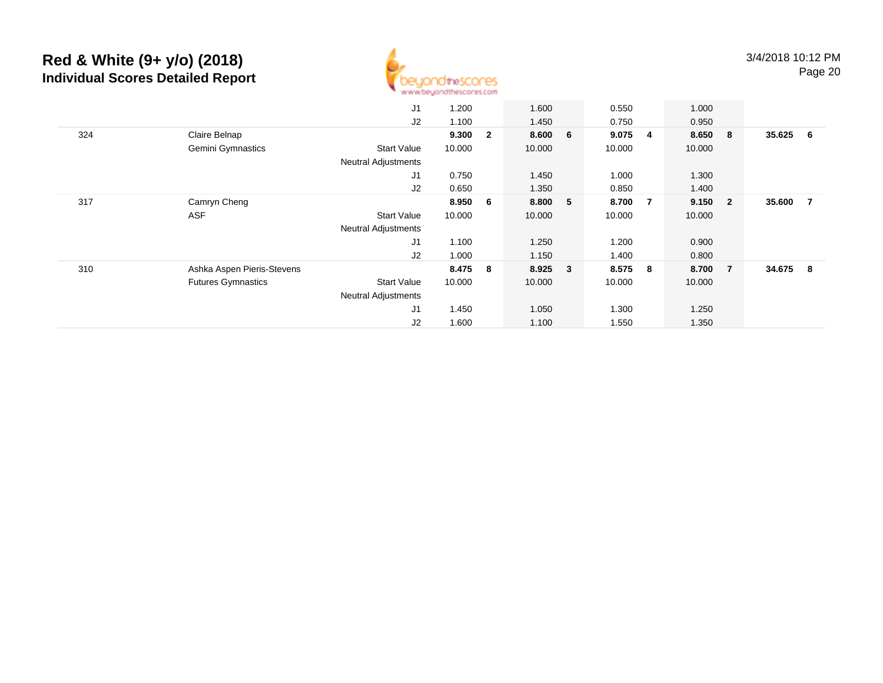# Red & White (9+ y/o) (2018)

## Individual Scores Detailed Report

| | | | | | | | | | | | | |
|---|---|---|---|---|---|---|---|---|---|---|---|---|
| | | J1 | 1.200 | | 1.600 | | 0.550 | | 1.000 | | | |
| | | J2 | 1.100 | | 1.450 | | 0.750 | | 0.950 | | | |
| 324 | Claire Belnap | | **9.300** | **2** | **8.600** | **6** | **9.075** | **4** | **8.650** | **8** | **35.625** | **6** |
| | Gemini Gymnastics | Start Value | 10.000 | | 10.000 | | 10.000 | | 10.000 | | | |
| | | Neutral Adjustments | | | | | | | | | | |
| | | J1 | 0.750 | | 1.450 | | 1.000 | | 1.300 | | | |
| | | J2 | 0.650 | | 1.350 | | 0.850 | | 1.400 | | | |
| 317 | Camryn Cheng | | **8.950** | **6** | **8.800** | **5** | **8.700** | **7** | **9.150** | **2** | **35.600** | **7** |
| | ASF | Start Value | 10.000 | | 10.000 | | 10.000 | | 10.000 | | | |
| | | Neutral Adjustments | | | | | | | | | | |
| | | J1 | 1.100 | | 1.250 | | 1.200 | | 0.900 | | | |
| | | J2 | 1.000 | | 1.150 | | 1.400 | | 0.800 | | | |
| 310 | Ashka Aspen Pieris-Stevens | | **8.475** | **8** | **8.925** | **3** | **8.575** | **8** | **8.700** | **7** | **34.675** | **8** |
| | Futures Gymnastics | Start Value | 10.000 | | 10.000 | | 10.000 | | 10.000 | | | |
| | | Neutral Adjustments | | | | | | | | | | |
| | | J1 | 1.450 | | 1.050 | | 1.300 | | 1.250 | | | |
| | | J2 | 1.600 | | 1.100 | | 1.550 | | 1.350 | | | |